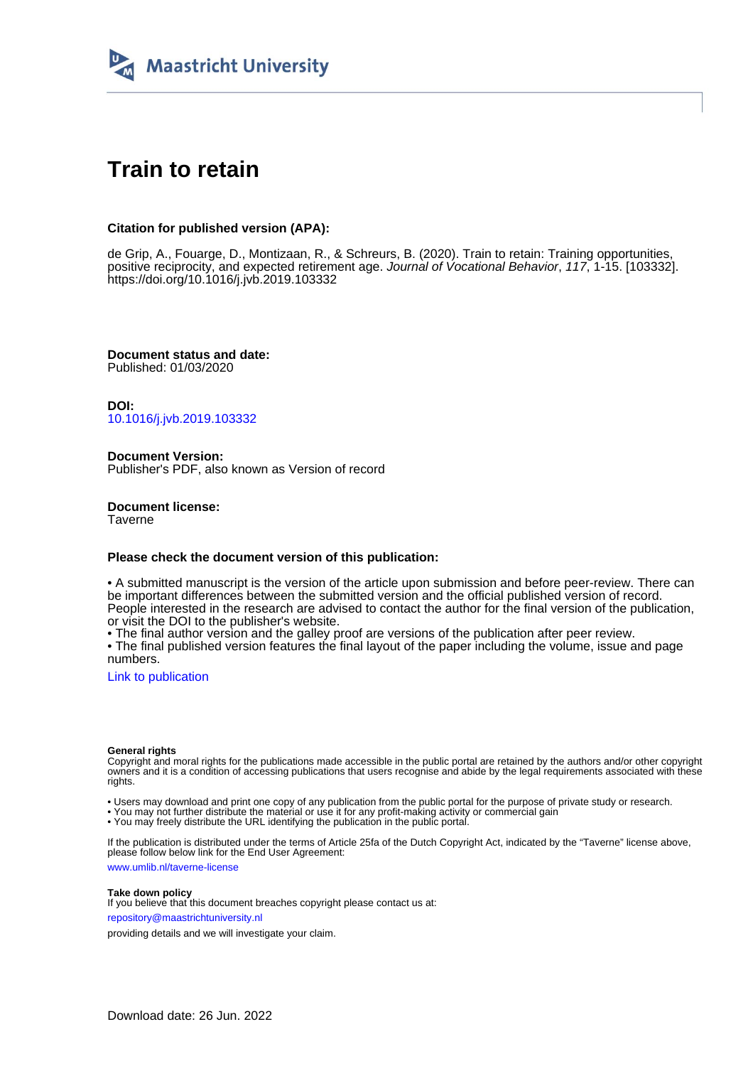Maastricht University

# Train to retain

**Citation for published version (APA):**

de Grip, A., Fouarge, D., Montizaan, R., & Schreurs, B. (2020). Train to retain: Training opportunities, positive reciprocity, and expected retirement age. *Journal of Vocational Behavior*, *117*, 1-15. [103332]. https://doi.org/10.1016/j.jvb.2019.103332

**Document status and date:**
Published: 01/03/2020

**DOI:**
10.1016/j.jvb.2019.103332

**Document Version:**
Publisher's PDF, also known as Version of record

**Document license:**
Taverne

**Please check the document version of this publication:**

• A submitted manuscript is the version of the article upon submission and before peer-review. There can be important differences between the submitted version and the official published version of record. People interested in the research are advised to contact the author for the final version of the publication, or visit the DOI to the publisher's website.
• The final author version and the galley proof are versions of the publication after peer review.
• The final published version features the final layout of the paper including the volume, issue and page numbers.

Link to publication

**General rights**
Copyright and moral rights for the publications made accessible in the public portal are retained by the authors and/or other copyright owners and it is a condition of accessing publications that users recognise and abide by the legal requirements associated with these rights.

• Users may download and print one copy of any publication from the public portal for the purpose of private study or research.
• You may not further distribute the material or use it for any profit-making activity or commercial gain
• You may freely distribute the URL identifying the publication in the public portal.

If the publication is distributed under the terms of Article 25fa of the Dutch Copyright Act, indicated by the "Taverne" license above, please follow below link for the End User Agreement:

www.umlib.nl/taverne-license

**Take down policy**
If you believe that this document breaches copyright please contact us at:

repository@maastrichtuniversity.nl

providing details and we will investigate your claim.

Download date: 26 Jun. 2022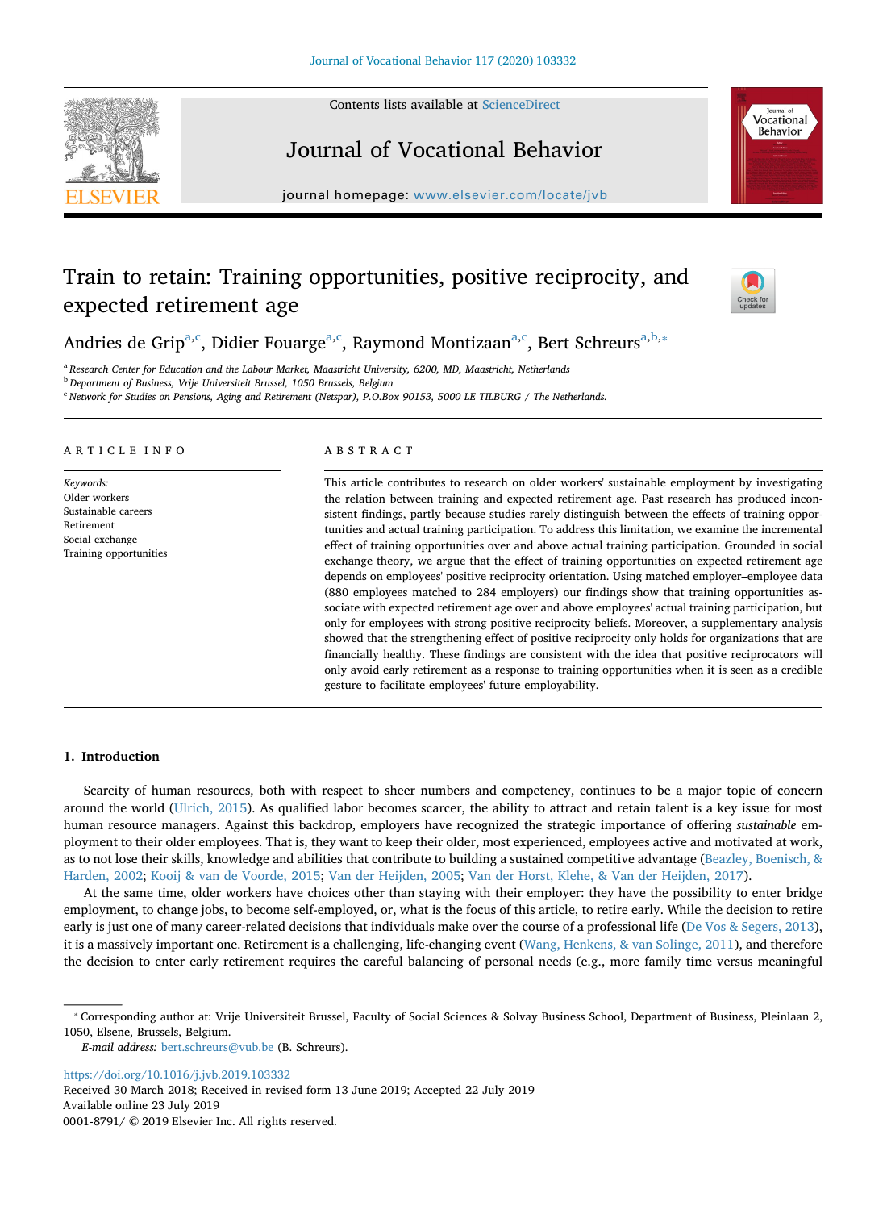# Train to retain: Training opportunities, positive reciprocity, and expected retirement age

Andries de Grip[a,c], Didier Fouarge[a,c], Raymond Montizaan[a,c], Bert Schreurs[a,b,*]

[a] Research Center for Education and the Labour Market, Maastricht University, 6200, MD, Maastricht, Netherlands

[b] Department of Business, Vrije Universiteit Brussel, 1050 Brussels, Belgium

[c] Network for Studies on Pensions, Aging and Retirement (Netspar), P.O.Box 90153, 5000 LE TILBURG / The Netherlands.

## ARTICLE INFO

*Keywords:*
Older workers
Sustainable careers
Retirement
Social exchange
Training opportunities

## ABSTRACT

This article contributes to research on older workers' sustainable employment by investigating the relation between training and expected retirement age. Past research has produced inconsistent findings, partly because studies rarely distinguish between the effects of training opportunities and actual training participation. To address this limitation, we examine the incremental effect of training opportunities over and above actual training participation. Grounded in social exchange theory, we argue that the effect of training opportunities on expected retirement age depends on employees' positive reciprocity orientation. Using matched employer–employee data (880 employees matched to 284 employers) our findings show that training opportunities associate with expected retirement age over and above employees' actual training participation, but only for employees with strong positive reciprocity beliefs. Moreover, a supplementary analysis showed that the strengthening effect of positive reciprocity only holds for organizations that are financially healthy. These findings are consistent with the idea that positive reciprocators will only avoid early retirement as a response to training opportunities when it is seen as a credible gesture to facilitate employees' future employability.

## 1. Introduction

Scarcity of human resources, both with respect to sheer numbers and competency, continues to be a major topic of concern around the world (Ulrich, 2015). As qualified labor becomes scarcer, the ability to attract and retain talent is a key issue for most human resource managers. Against this backdrop, employers have recognized the strategic importance of offering *sustainable* employment to their older employees. That is, they want to keep their older, most experienced, employees active and motivated at work, as to not lose their skills, knowledge and abilities that contribute to building a sustained competitive advantage (Beazley, Boenisch, & Harden, 2002; Kooij & van de Voorde, 2015; Van der Heijden, 2005; Van der Horst, Klehe, & Van der Heijden, 2017).

At the same time, older workers have choices other than staying with their employer: they have the possibility to enter bridge employment, to change jobs, to become self-employed, or, what is the focus of this article, to retire early. While the decision to retire early is just one of many career-related decisions that individuals make over the course of a professional life (De Vos & Segers, 2013), it is a massively important one. Retirement is a challenging, life-changing event (Wang, Henkens, & van Solinge, 2011), and therefore the decision to enter early retirement requires the careful balancing of personal needs (e.g., more family time versus meaningful

* Corresponding author at: Vrije Universiteit Brussel, Faculty of Social Sciences & Solvay Business School, Department of Business, Pleinlaan 2, 1050, Elsene, Brussels, Belgium.

*E-mail address:* bert.schreurs@vub.be (B. Schreurs).

https://doi.org/10.1016/j.jvb.2019.103332
Received 30 March 2018; Received in revised form 13 June 2019; Accepted 22 July 2019
Available online 23 July 2019
0001-8791/ © 2019 Elsevier Inc. All rights reserved.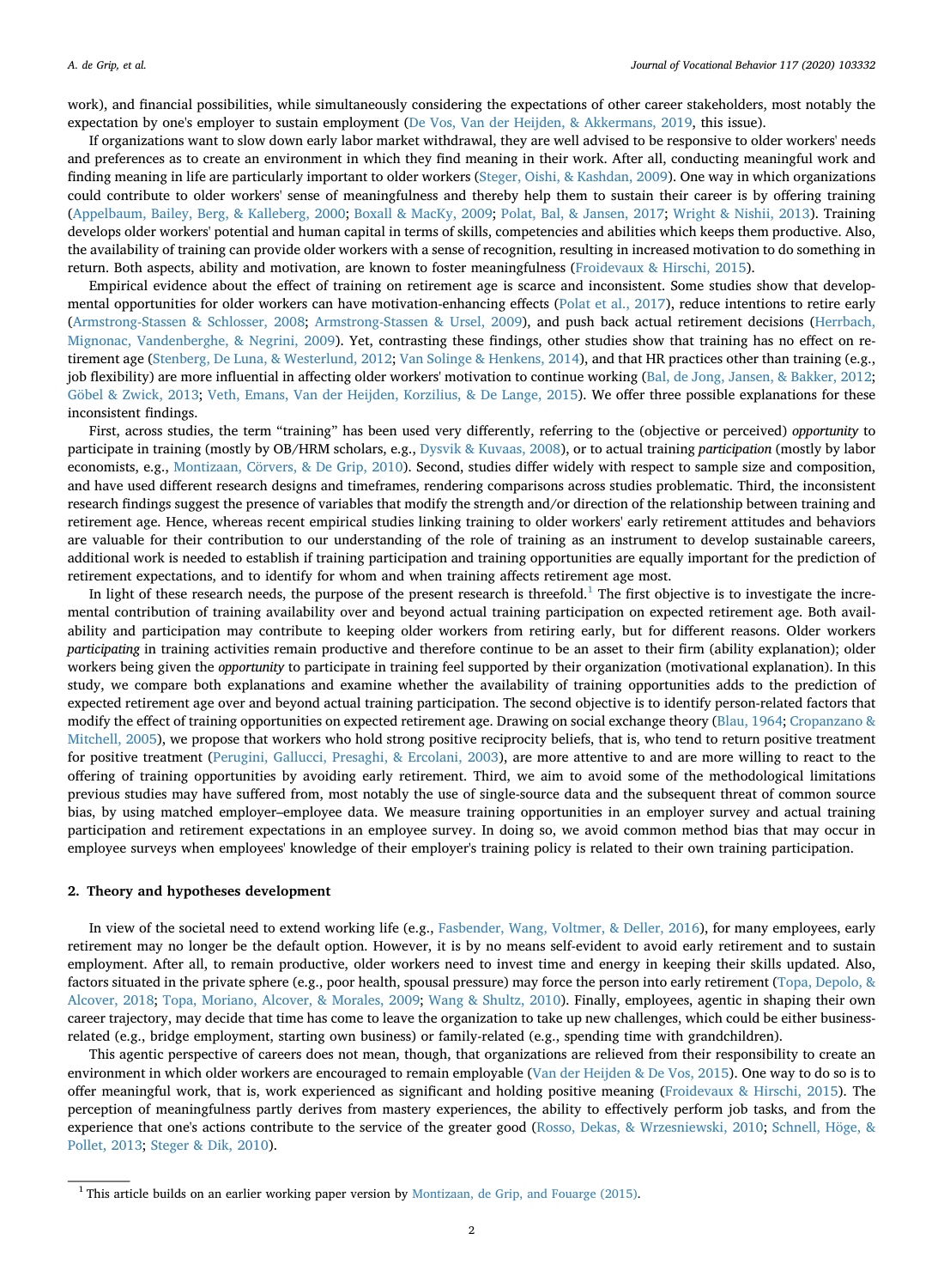work), and financial possibilities, while simultaneously considering the expectations of other career stakeholders, most notably the expectation by one's employer to sustain employment (De Vos, Van der Heijden, & Akkermans, 2019, this issue).

If organizations want to slow down early labor market withdrawal, they are well advised to be responsive to older workers' needs and preferences as to create an environment in which they find meaning in their work. After all, conducting meaningful work and finding meaning in life are particularly important to older workers (Steger, Oishi, & Kashdan, 2009). One way in which organizations could contribute to older workers' sense of meaningfulness and thereby help them to sustain their career is by offering training (Appelbaum, Bailey, Berg, & Kalleberg, 2000; Boxall & MacKy, 2009; Polat, Bal, & Jansen, 2017; Wright & Nishii, 2013). Training develops older workers' potential and human capital in terms of skills, competencies and abilities which keeps them productive. Also, the availability of training can provide older workers with a sense of recognition, resulting in increased motivation to do something in return. Both aspects, ability and motivation, are known to foster meaningfulness (Froidevaux & Hirschi, 2015).

Empirical evidence about the effect of training on retirement age is scarce and inconsistent. Some studies show that developmental opportunities for older workers can have motivation-enhancing effects (Polat et al., 2017), reduce intentions to retire early (Armstrong-Stassen & Schlosser, 2008; Armstrong-Stassen & Ursel, 2009), and push back actual retirement decisions (Herrbach, Mignonac, Vandenberghe, & Negrini, 2009). Yet, contrasting these findings, other studies show that training has no effect on retirement age (Stenberg, De Luna, & Westerlund, 2012; Van Solinge & Henkens, 2014), and that HR practices other than training (e.g., job flexibility) are more influential in affecting older workers' motivation to continue working (Bal, de Jong, Jansen, & Bakker, 2012; Göbel & Zwick, 2013; Veth, Emans, Van der Heijden, Korzilius, & De Lange, 2015). We offer three possible explanations for these inconsistent findings.

First, across studies, the term "training" has been used very differently, referring to the (objective or perceived) *opportunity* to participate in training (mostly by OB/HRM scholars, e.g., Dysvik & Kuvaas, 2008), or to actual training *participation* (mostly by labor economists, e.g., Montizaan, Cörvers, & De Grip, 2010). Second, studies differ widely with respect to sample size and composition, and have used different research designs and timeframes, rendering comparisons across studies problematic. Third, the inconsistent research findings suggest the presence of variables that modify the strength and/or direction of the relationship between training and retirement age. Hence, whereas recent empirical studies linking training to older workers' early retirement attitudes and behaviors are valuable for their contribution to our understanding of the role of training as an instrument to develop sustainable careers, additional work is needed to establish if training participation and training opportunities are equally important for the prediction of retirement expectations, and to identify for whom and when training affects retirement age most.

In light of these research needs, the purpose of the present research is threefold.[1] The first objective is to investigate the incremental contribution of training availability over and beyond actual training participation on expected retirement age. Both availability and participation may contribute to keeping older workers from retiring early, but for different reasons. Older workers *participating* in training activities remain productive and therefore continue to be an asset to their firm (ability explanation); older workers being given the *opportunity* to participate in training feel supported by their organization (motivational explanation). In this study, we compare both explanations and examine whether the availability of training opportunities adds to the prediction of expected retirement age over and beyond actual training participation. The second objective is to identify person-related factors that modify the effect of training opportunities on expected retirement age. Drawing on social exchange theory (Blau, 1964; Cropanzano & Mitchell, 2005), we propose that workers who hold strong positive reciprocity beliefs, that is, who tend to return positive treatment for positive treatment (Perugini, Gallucci, Presaghi, & Ercolani, 2003), are more attentive to and are more willing to react to the offering of training opportunities by avoiding early retirement. Third, we aim to avoid some of the methodological limitations previous studies may have suffered from, most notably the use of single-source data and the subsequent threat of common source bias, by using matched employer–employee data. We measure training opportunities in an employer survey and actual training participation and retirement expectations in an employee survey. In doing so, we avoid common method bias that may occur in employee surveys when employees' knowledge of their employer's training policy is related to their own training participation.

## 2. Theory and hypotheses development

In view of the societal need to extend working life (e.g., Fasbender, Wang, Voltmer, & Deller, 2016), for many employees, early retirement may no longer be the default option. However, it is by no means self-evident to avoid early retirement and to sustain employment. After all, to remain productive, older workers need to invest time and energy in keeping their skills updated. Also, factors situated in the private sphere (e.g., poor health, spousal pressure) may force the person into early retirement (Topa, Depolo, & Alcover, 2018; Topa, Moriano, Alcover, & Morales, 2009; Wang & Shultz, 2010). Finally, employees, agentic in shaping their own career trajectory, may decide that time has come to leave the organization to take up new challenges, which could be either business-related (e.g., bridge employment, starting own business) or family-related (e.g., spending time with grandchildren).

This agentic perspective of careers does not mean, though, that organizations are relieved from their responsibility to create an environment in which older workers are encouraged to remain employable (Van der Heijden & De Vos, 2015). One way to do so is to offer meaningful work, that is, work experienced as significant and holding positive meaning (Froidevaux & Hirschi, 2015). The perception of meaningfulness partly derives from mastery experiences, the ability to effectively perform job tasks, and from the experience that one's actions contribute to the service of the greater good (Rosso, Dekas, & Wrzesniewski, 2010; Schnell, Höge, & Pollet, 2013; Steger & Dik, 2010).

[1] This article builds on an earlier working paper version by Montizaan, de Grip, and Fouarge (2015).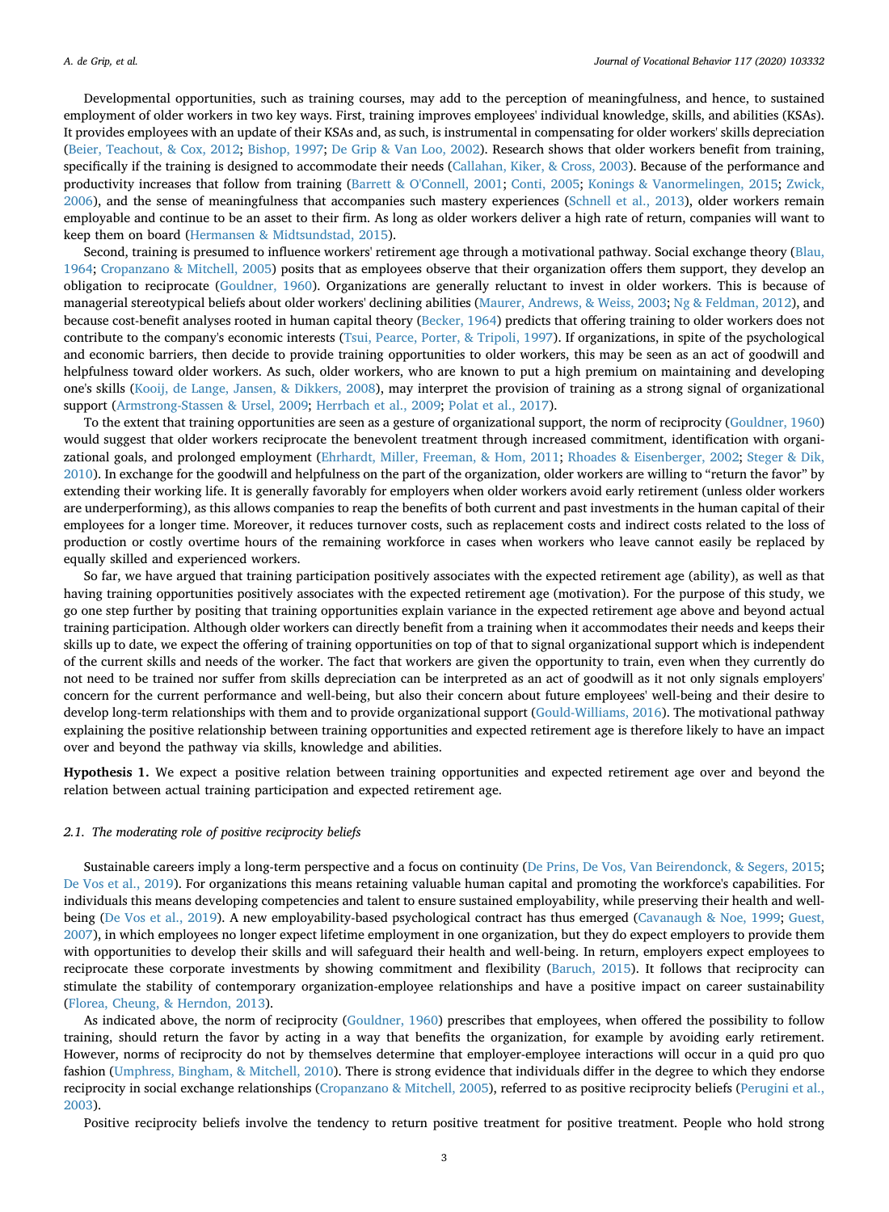Developmental opportunities, such as training courses, may add to the perception of meaningfulness, and hence, to sustained employment of older workers in two key ways. First, training improves employees' individual knowledge, skills, and abilities (KSAs). It provides employees with an update of their KSAs and, as such, is instrumental in compensating for older workers' skills depreciation (Beier, Teachout, & Cox, 2012; Bishop, 1997; De Grip & Van Loo, 2002). Research shows that older workers benefit from training, specifically if the training is designed to accommodate their needs (Callahan, Kiker, & Cross, 2003). Because of the performance and productivity increases that follow from training (Barrett & O'Connell, 2001; Conti, 2005; Konings & Vanormelingen, 2015; Zwick, 2006), and the sense of meaningfulness that accompanies such mastery experiences (Schnell et al., 2013), older workers remain employable and continue to be an asset to their firm. As long as older workers deliver a high rate of return, companies will want to keep them on board (Hermansen & Midtsundstad, 2015).

Second, training is presumed to influence workers' retirement age through a motivational pathway. Social exchange theory (Blau, 1964; Cropanzano & Mitchell, 2005) posits that as employees observe that their organization offers them support, they develop an obligation to reciprocate (Gouldner, 1960). Organizations are generally reluctant to invest in older workers. This is because of managerial stereotypical beliefs about older workers' declining abilities (Maurer, Andrews, & Weiss, 2003; Ng & Feldman, 2012), and because cost-benefit analyses rooted in human capital theory (Becker, 1964) predicts that offering training to older workers does not contribute to the company's economic interests (Tsui, Pearce, Porter, & Tripoli, 1997). If organizations, in spite of the psychological and economic barriers, then decide to provide training opportunities to older workers, this may be seen as an act of goodwill and helpfulness toward older workers. As such, older workers, who are known to put a high premium on maintaining and developing one's skills (Kooij, de Lange, Jansen, & Dikkers, 2008), may interpret the provision of training as a strong signal of organizational support (Armstrong-Stassen & Ursel, 2009; Herrbach et al., 2009; Polat et al., 2017).

To the extent that training opportunities are seen as a gesture of organizational support, the norm of reciprocity (Gouldner, 1960) would suggest that older workers reciprocate the benevolent treatment through increased commitment, identification with organizational goals, and prolonged employment (Ehrhardt, Miller, Freeman, & Hom, 2011; Rhoades & Eisenberger, 2002; Steger & Dik, 2010). In exchange for the goodwill and helpfulness on the part of the organization, older workers are willing to "return the favor" by extending their working life. It is generally favorably for employers when older workers avoid early retirement (unless older workers are underperforming), as this allows companies to reap the benefits of both current and past investments in the human capital of their employees for a longer time. Moreover, it reduces turnover costs, such as replacement costs and indirect costs related to the loss of production or costly overtime hours of the remaining workforce in cases when workers who leave cannot easily be replaced by equally skilled and experienced workers.

So far, we have argued that training participation positively associates with the expected retirement age (ability), as well as that having training opportunities positively associates with the expected retirement age (motivation). For the purpose of this study, we go one step further by positing that training opportunities explain variance in the expected retirement age above and beyond actual training participation. Although older workers can directly benefit from a training when it accommodates their needs and keeps their skills up to date, we expect the offering of training opportunities on top of that to signal organizational support which is independent of the current skills and needs of the worker. The fact that workers are given the opportunity to train, even when they currently do not need to be trained nor suffer from skills depreciation can be interpreted as an act of goodwill as it not only signals employers' concern for the current performance and well-being, but also their concern about future employees' well-being and their desire to develop long-term relationships with them and to provide organizational support (Gould-Williams, 2016). The motivational pathway explaining the positive relationship between training opportunities and expected retirement age is therefore likely to have an impact over and beyond the pathway via skills, knowledge and abilities.

**Hypothesis 1.** We expect a positive relation between training opportunities and expected retirement age over and beyond the relation between actual training participation and expected retirement age.

### *2.1. The moderating role of positive reciprocity beliefs*

Sustainable careers imply a long-term perspective and a focus on continuity (De Prins, De Vos, Van Beirendonck, & Segers, 2015; De Vos et al., 2019). For organizations this means retaining valuable human capital and promoting the workforce's capabilities. For individuals this means developing competencies and talent to ensure sustained employability, while preserving their health and well-being (De Vos et al., 2019). A new employability-based psychological contract has thus emerged (Cavanaugh & Noe, 1999; Guest, 2007), in which employees no longer expect lifetime employment in one organization, but they do expect employers to provide them with opportunities to develop their skills and will safeguard their health and well-being. In return, employers expect employees to reciprocate these corporate investments by showing commitment and flexibility (Baruch, 2015). It follows that reciprocity can stimulate the stability of contemporary organization-employee relationships and have a positive impact on career sustainability (Florea, Cheung, & Herndon, 2013).

As indicated above, the norm of reciprocity (Gouldner, 1960) prescribes that employees, when offered the possibility to follow training, should return the favor by acting in a way that benefits the organization, for example by avoiding early retirement. However, norms of reciprocity do not by themselves determine that employer-employee interactions will occur in a quid pro quo fashion (Umphress, Bingham, & Mitchell, 2010). There is strong evidence that individuals differ in the degree to which they endorse reciprocity in social exchange relationships (Cropanzano & Mitchell, 2005), referred to as positive reciprocity beliefs (Perugini et al., 2003).

Positive reciprocity beliefs involve the tendency to return positive treatment for positive treatment. People who hold strong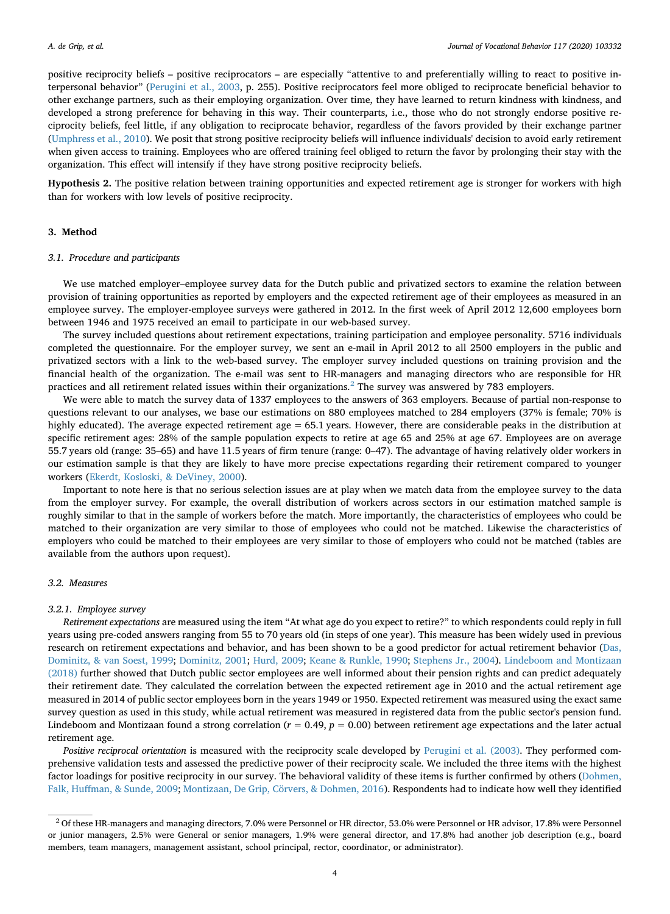positive reciprocity beliefs – positive reciprocators – are especially "attentive to and preferentially willing to react to positive interpersonal behavior" (Perugini et al., 2003, p. 255). Positive reciprocators feel more obliged to reciprocate beneficial behavior to other exchange partners, such as their employing organization. Over time, they have learned to return kindness with kindness, and developed a strong preference for behaving in this way. Their counterparts, i.e., those who do not strongly endorse positive reciprocity beliefs, feel little, if any obligation to reciprocate behavior, regardless of the favors provided by their exchange partner (Umphress et al., 2010). We posit that strong positive reciprocity beliefs will influence individuals' decision to avoid early retirement when given access to training. Employees who are offered training feel obliged to return the favor by prolonging their stay with the organization. This effect will intensify if they have strong positive reciprocity beliefs.

**Hypothesis 2.** The positive relation between training opportunities and expected retirement age is stronger for workers with high than for workers with low levels of positive reciprocity.

## 3. Method

### 3.1. Procedure and participants

We use matched employer–employee survey data for the Dutch public and privatized sectors to examine the relation between provision of training opportunities as reported by employers and the expected retirement age of their employees as measured in an employee survey. The employer-employee surveys were gathered in 2012. In the first week of April 2012 12,600 employees born between 1946 and 1975 received an email to participate in our web-based survey.

The survey included questions about retirement expectations, training participation and employee personality. 5716 individuals completed the questionnaire. For the employer survey, we sent an e-mail in April 2012 to all 2500 employers in the public and privatized sectors with a link to the web-based survey. The employer survey included questions on training provision and the financial health of the organization. The e-mail was sent to HR-managers and managing directors who are responsible for HR practices and all retirement related issues within their organizations.[2] The survey was answered by 783 employers.

We were able to match the survey data of 1337 employees to the answers of 363 employers. Because of partial non-response to questions relevant to our analyses, we base our estimations on 880 employees matched to 284 employers (37% is female; 70% is highly educated). The average expected retirement age = 65.1 years. However, there are considerable peaks in the distribution at specific retirement ages: 28% of the sample population expects to retire at age 65 and 25% at age 67. Employees are on average 55.7 years old (range: 35–65) and have 11.5 years of firm tenure (range: 0–47). The advantage of having relatively older workers in our estimation sample is that they are likely to have more precise expectations regarding their retirement compared to younger workers (Ekerdt, Kosloski, & DeViney, 2000).

Important to note here is that no serious selection issues are at play when we match data from the employee survey to the data from the employer survey. For example, the overall distribution of workers across sectors in our estimation matched sample is roughly similar to that in the sample of workers before the match. More importantly, the characteristics of employees who could be matched to their organization are very similar to those of employees who could not be matched. Likewise the characteristics of employers who could be matched to their employees are very similar to those of employers who could not be matched (tables are available from the authors upon request).

### 3.2. Measures

#### 3.2.1. Employee survey

*Retirement expectations* are measured using the item "At what age do you expect to retire?" to which respondents could reply in full years using pre-coded answers ranging from 55 to 70 years old (in steps of one year). This measure has been widely used in previous research on retirement expectations and behavior, and has been shown to be a good predictor for actual retirement behavior (Das, Dominitz, & van Soest, 1999; Dominitz, 2001; Hurd, 2009; Keane & Runkle, 1990; Stephens Jr., 2004). Lindeboom and Montizaan (2018) further showed that Dutch public sector employees are well informed about their pension rights and can predict adequately their retirement date. They calculated the correlation between the expected retirement age in 2010 and the actual retirement age measured in 2014 of public sector employees born in the years 1949 or 1950. Expected retirement was measured using the exact same survey question as used in this study, while actual retirement was measured in registered data from the public sector's pension fund. Lindeboom and Montizaan found a strong correlation ($r = 0.49$, $p = 0.00$) between retirement age expectations and the later actual retirement age.

*Positive reciprocal orientation* is measured with the reciprocity scale developed by Perugini et al. (2003). They performed comprehensive validation tests and assessed the predictive power of their reciprocity scale. We included the three items with the highest factor loadings for positive reciprocity in our survey. The behavioral validity of these items is further confirmed by others (Dohmen, Falk, Huffman, & Sunde, 2009; Montizaan, De Grip, Cörvers, & Dohmen, 2016). Respondents had to indicate how well they identified

[2] Of these HR-managers and managing directors, 7.0% were Personnel or HR director, 53.0% were Personnel or HR advisor, 17.8% were Personnel or junior managers, 2.5% were General or senior managers, 1.9% were general director, and 17.8% had another job description (e.g., board members, team managers, management assistant, school principal, rector, coordinator, or administrator).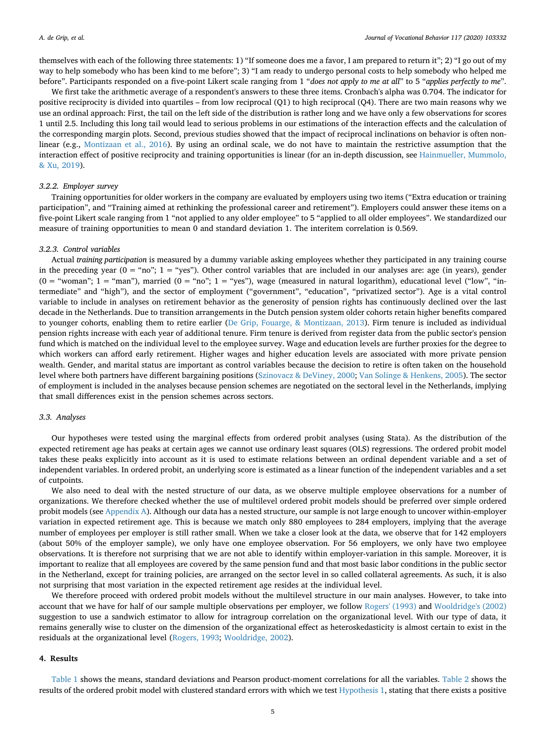themselves with each of the following three statements: 1) "If someone does me a favor, I am prepared to return it"; 2) "I go out of my way to help somebody who has been kind to me before"; 3) "I am ready to undergo personal costs to help somebody who helped me before". Participants responded on a five-point Likert scale ranging from 1 "*does not apply to me at all*" to 5 "*applies perfectly to me*".

We first take the arithmetic average of a respondent's answers to these three items. Cronbach's alpha was 0.704. The indicator for positive reciprocity is divided into quartiles – from low reciprocal (Q1) to high reciprocal (Q4). There are two main reasons why we use an ordinal approach: First, the tail on the left side of the distribution is rather long and we have only a few observations for scores 1 until 2.5. Including this long tail would lead to serious problems in our estimations of the interaction effects and the calculation of the corresponding margin plots. Second, previous studies showed that the impact of reciprocal inclinations on behavior is often non-linear (e.g., Montizaan et al., 2016). By using an ordinal scale, we do not have to maintain the restrictive assumption that the interaction effect of positive reciprocity and training opportunities is linear (for an in-depth discussion, see Hainmueller, Mummolo, & Xu, 2019).

#### 3.2.2. *Employer survey*

Training opportunities for older workers in the company are evaluated by employers using two items ("Extra education or training participation", and "Training aimed at rethinking the professional career and retirement"). Employers could answer these items on a five-point Likert scale ranging from 1 "not applied to any older employee" to 5 "applied to all older employees". We standardized our measure of training opportunities to mean 0 and standard deviation 1. The interitem correlation is 0.569.

#### 3.2.3. *Control variables*

Actual *training participation* is measured by a dummy variable asking employees whether they participated in any training course in the preceding year (0 = "no"; 1 = "yes"). Other control variables that are included in our analyses are: age (in years), gender (0 = "woman"; 1 = "man"), married (0 = "no"; 1 = "yes"), wage (measured in natural logarithm), educational level ("low", "intermediate" and "high"), and the sector of employment ("government", "education", "privatized sector"). Age is a vital control variable to include in analyses on retirement behavior as the generosity of pension rights has continuously declined over the last decade in the Netherlands. Due to transition arrangements in the Dutch pension system older cohorts retain higher benefits compared to younger cohorts, enabling them to retire earlier (De Grip, Fouarge, & Montizaan, 2013). Firm tenure is included as individual pension rights increase with each year of additional tenure. Firm tenure is derived from register data from the public sector's pension fund which is matched on the individual level to the employee survey. Wage and education levels are further proxies for the degree to which workers can afford early retirement. Higher wages and higher education levels are associated with more private pension wealth. Gender, and marital status are important as control variables because the decision to retire is often taken on the household level where both partners have different bargaining positions (Szinovacz & DeViney, 2000; Van Solinge & Henkens, 2005). The sector of employment is included in the analyses because pension schemes are negotiated on the sectoral level in the Netherlands, implying that small differences exist in the pension schemes across sectors.

### 3.3. *Analyses*

Our hypotheses were tested using the marginal effects from ordered probit analyses (using Stata). As the distribution of the expected retirement age has peaks at certain ages we cannot use ordinary least squares (OLS) regressions. The ordered probit model takes these peaks explicitly into account as it is used to estimate relations between an ordinal dependent variable and a set of independent variables. In ordered probit, an underlying score is estimated as a linear function of the independent variables and a set of cutpoints.

We also need to deal with the nested structure of our data, as we observe multiple employee observations for a number of organizations. We therefore checked whether the use of multilevel ordered probit models should be preferred over simple ordered probit models (see Appendix A). Although our data has a nested structure, our sample is not large enough to uncover within-employer variation in expected retirement age. This is because we match only 880 employees to 284 employers, implying that the average number of employees per employer is still rather small. When we take a closer look at the data, we observe that for 142 employers (about 50% of the employer sample), we only have one employee observation. For 56 employers, we only have two employee observations. It is therefore not surprising that we are not able to identify within employer-variation in this sample. Moreover, it is important to realize that all employees are covered by the same pension fund and that most basic labor conditions in the public sector in the Netherland, except for training policies, are arranged on the sector level in so called collateral agreements. As such, it is also not surprising that most variation in the expected retirement age resides at the individual level.

We therefore proceed with ordered probit models without the multilevel structure in our main analyses. However, to take into account that we have for half of our sample multiple observations per employer, we follow Rogers' (1993) and Wooldridge's (2002) suggestion to use a sandwich estimator to allow for intragroup correlation on the organizational level. With our type of data, it remains generally wise to cluster on the dimension of the organizational effect as heteroskedasticity is almost certain to exist in the residuals at the organizational level (Rogers, 1993; Wooldridge, 2002).

## 4. Results

Table 1 shows the means, standard deviations and Pearson product-moment correlations for all the variables. Table 2 shows the results of the ordered probit model with clustered standard errors with which we test Hypothesis 1, stating that there exists a positive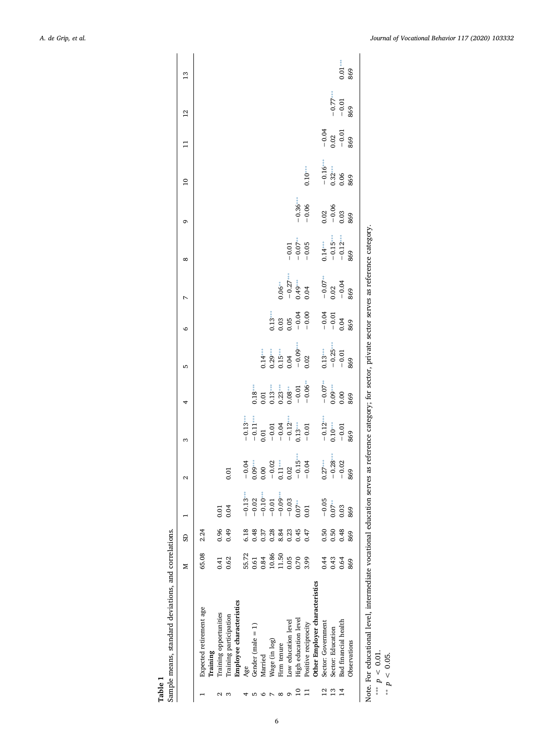**Table 1**
Sample means, standard deviations, and correlations.

| | | M | SD | 1 | 2 | 3 | 4 | 5 | 6 | 7 | 8 | 9 | 10 | 11 | 12 | 13 |
|---|---|---|---|---|---|---|---|---|---|---|---|---|---|---|---|---|
| 1 | Expected retirement age | 65.08 | 2.24 | | | | | | | | | | | | | |
| | **Training** | | | | | | | | | | | | | | | |
| 2 | Training opportunities | 0.41 | 0.96 | 0.01 | | | | | | | | | | | | |
| 3 | Training participation | 0.62 | 0.49 | 0.04 | 0.01 | | | | | | | | | | | |
| | **Employee characteristics** | | | | | | | | | | | | | | | |
| 4 | Age | 55.72 | 6.18 | −0.13*** | −0.04 | −0.13*** | | | | | | | | | | |
| 5 | Gender (male = 1) | 0.61 | 0.48 | −0.02 | 0.09*** | −0.11*** | 0.18*** | | | | | | | | | |
| 6 | Married | 0.84 | 0.37 | −0.10*** | 0.00 | 0.01 | 0.01 | 0.14*** | | | | | | | | |
| 7 | Wage (in log) | 10.86 | 0.28 | −0.01 | −0.02 | −0.01 | 0.13*** | 0.29*** | 0.13*** | | | | | | | |
| 8 | Firm tenure | 11.50 | 8.84 | −0.09*** | 0.11*** | −0.04 | 0.23*** | 0.15*** | 0.03 | 0.06** | | | | | | |
| 9 | Low education level | 0.05 | 0.23 | −0.03 | 0.02 | −0.12*** | 0.08** | 0.04 | 0.05 | −0.27*** | −0.01 | | | | | |
| 10 | High education level | 0.70 | 0.45 | 0.07** | −0.15*** | 0.13*** | −0.01 | −0.09*** | −0.04 | 0.49*** | −0.07** | −0.36*** | | | | |
| 11 | Positive reciprocity | 3.99 | 0.47 | 0.01 | −0.04 | −0.01 | −0.06** | 0.02 | −0.00 | 0.04 | −0.05 | −0.06 | 0.10*** | | | |
| | **Other Employer characteristics** | | | | | | | | | | | | | | | |
| 12 | Sector: Government | 0.44 | 0.50 | −0.05 | 0.27*** | −0.12*** | −0.07** | 0.13*** | −0.04 | −0.07** | 0.14*** | 0.02 | −0.16*** | −0.04 | | |
| 13 | Sector: Education | 0.43 | 0.50 | 0.07** | −0.28*** | 0.10*** | 0.09*** | −0.25*** | −0.01 | 0.02 | −0.15*** | −0.06 | 0.32*** | 0.02 | −0.77*** | |
| 14 | Bad financial health | 0.64 | 0.48 | 0.03 | −0.02 | −0.01 | 0.00 | −0.01 | 0.04 | −0.04 | −0.12*** | 0.03 | 0.06 | −0.01 | −0.01 | 0.01*** |
| | Observations | 869 | 869 | 869 | 869 | 869 | 869 | 869 | 869 | 869 | 869 | 869 | 869 | 869 | 869 | 869 |

Note. For educational level, intermediate vocational education serves as reference category; for sector, private sector serves as reference category.

*** $p < 0.01$.

** $p < 0.05$.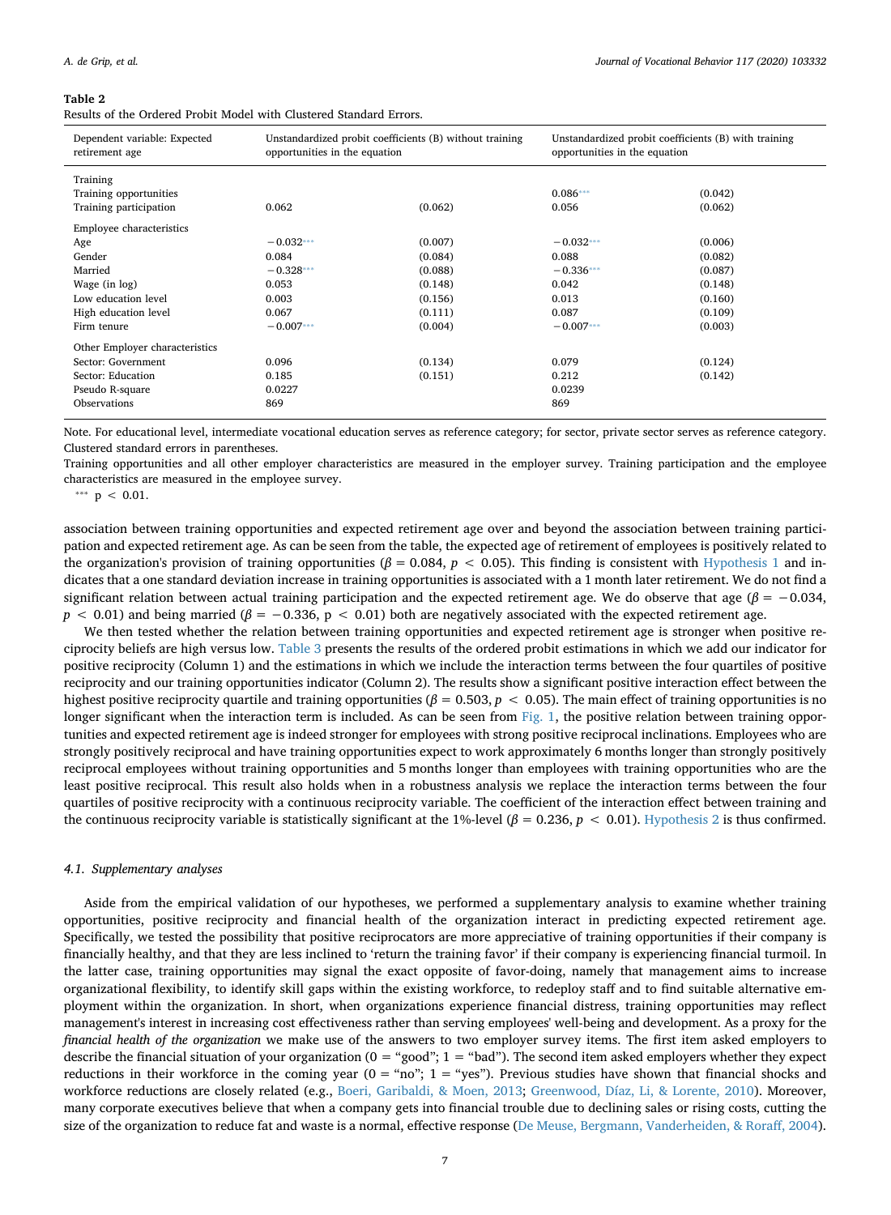**Table 2**

Results of the Ordered Probit Model with Clustered Standard Errors.

| Dependent variable: Expected retirement age | Unstandardized probit coefficients (B) without training opportunities in the equation | | Unstandardized probit coefficients (B) with training opportunities in the equation | |
|---|---|---|---|---|
| Training | | | | |
| Training opportunities | | | 0.086*** | (0.042) |
| Training participation | 0.062 | (0.062) | 0.056 | (0.062) |
| Employee characteristics | | | | |
| Age | −0.032*** | (0.007) | −0.032*** | (0.006) |
| Gender | 0.084 | (0.084) | 0.088 | (0.082) |
| Married | −0.328*** | (0.088) | −0.336*** | (0.087) |
| Wage (in log) | 0.053 | (0.148) | 0.042 | (0.148) |
| Low education level | 0.003 | (0.156) | 0.013 | (0.160) |
| High education level | 0.067 | (0.111) | 0.087 | (0.109) |
| Firm tenure | −0.007*** | (0.004) | −0.007*** | (0.003) |
| Other Employer characteristics | | | | |
| Sector: Government | 0.096 | (0.134) | 0.079 | (0.124) |
| Sector: Education | 0.185 | (0.151) | 0.212 | (0.142) |
| Pseudo R-square | 0.0227 | | 0.0239 | |
| Observations | 869 | | 869 | |

Note. For educational level, intermediate vocational education serves as reference category; for sector, private sector serves as reference category. Clustered standard errors in parentheses.

Training opportunities and all other employer characteristics are measured in the employer survey. Training participation and the employee characteristics are measured in the employee survey.

*** $p < 0.01$.

association between training opportunities and expected retirement age over and beyond the association between training participation and expected retirement age. As can be seen from the table, the expected age of retirement of employees is positively related to the organization's provision of training opportunities ($\beta = 0.084$, $p < 0.05$). This finding is consistent with Hypothesis 1 and indicates that a one standard deviation increase in training opportunities is associated with a 1 month later retirement. We do not find a significant relation between actual training participation and the expected retirement age. We do observe that age ($\beta = -0.034$, $p < 0.01$) and being married ($\beta = -0.336$, $p < 0.01$) both are negatively associated with the expected retirement age.

We then tested whether the relation between training opportunities and expected retirement age is stronger when positive reciprocity beliefs are high versus low. Table 3 presents the results of the ordered probit estimations in which we add our indicator for positive reciprocity (Column 1) and the estimations in which we include the interaction terms between the four quartiles of positive reciprocity and our training opportunities indicator (Column 2). The results show a significant positive interaction effect between the highest positive reciprocity quartile and training opportunities ($\beta = 0.503$, $p < 0.05$). The main effect of training opportunities is no longer significant when the interaction term is included. As can be seen from Fig. 1, the positive relation between training opportunities and expected retirement age is indeed stronger for employees with strong positive reciprocal inclinations. Employees who are strongly positively reciprocal and have training opportunities expect to work approximately 6 months longer than strongly positively reciprocal employees without training opportunities and 5 months longer than employees with training opportunities who are the least positive reciprocal. This result also holds when in a robustness analysis we replace the interaction terms between the four quartiles of positive reciprocity with a continuous reciprocity variable. The coefficient of the interaction effect between training and the continuous reciprocity variable is statistically significant at the 1%-level ($\beta = 0.236$, $p < 0.01$). Hypothesis 2 is thus confirmed.

### 4.1. Supplementary analyses

Aside from the empirical validation of our hypotheses, we performed a supplementary analysis to examine whether training opportunities, positive reciprocity and financial health of the organization interact in predicting expected retirement age. Specifically, we tested the possibility that positive reciprocators are more appreciative of training opportunities if their company is financially healthy, and that they are less inclined to 'return the training favor' if their company is experiencing financial turmoil. In the latter case, training opportunities may signal the exact opposite of favor-doing, namely that management aims to increase organizational flexibility, to identify skill gaps within the existing workforce, to redeploy staff and to find suitable alternative employment within the organization. In short, when organizations experience financial distress, training opportunities may reflect management's interest in increasing cost effectiveness rather than serving employees' well-being and development. As a proxy for the *financial health of the organization* we make use of the answers to two employer survey items. The first item asked employers to describe the financial situation of your organization (0 = "good"; 1 = "bad"). The second item asked employers whether they expect reductions in their workforce in the coming year (0 = "no"; 1 = "yes"). Previous studies have shown that financial shocks and workforce reductions are closely related (e.g., Boeri, Garibaldi, & Moen, 2013; Greenwood, Díaz, Li, & Lorente, 2010). Moreover, many corporate executives believe that when a company gets into financial trouble due to declining sales or rising costs, cutting the size of the organization to reduce fat and waste is a normal, effective response (De Meuse, Bergmann, Vanderheiden, & Roraff, 2004).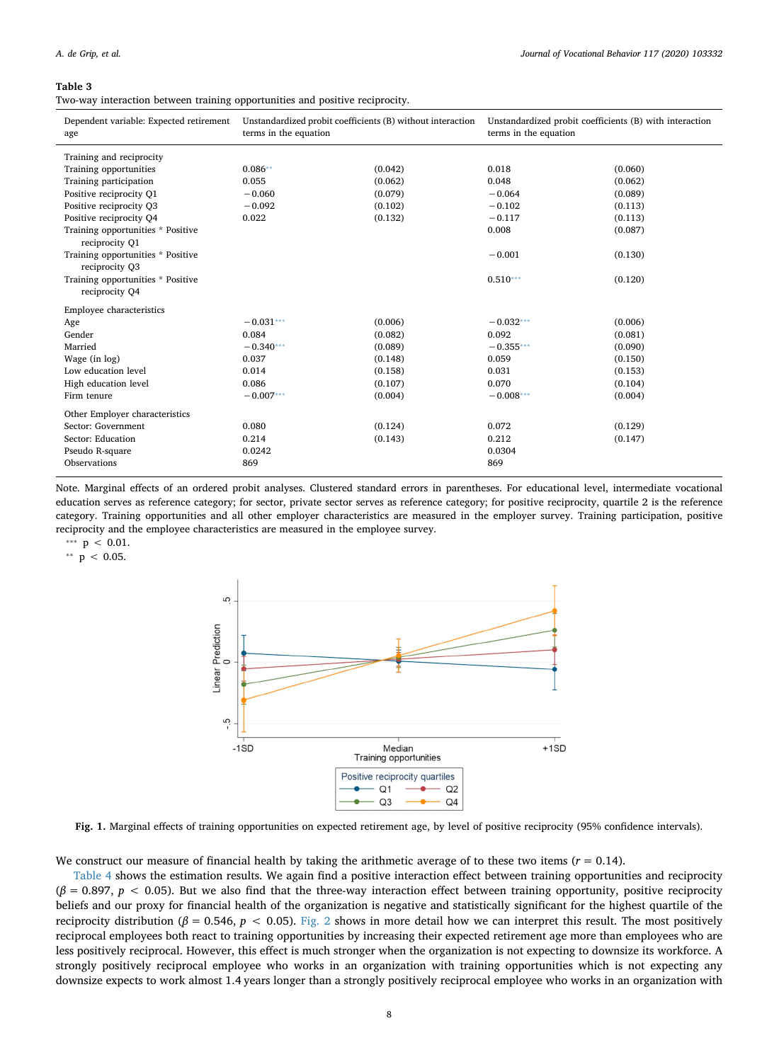**Table 3**
Two-way interaction between training opportunities and positive reciprocity.

| Dependent variable: Expected retirement age | Unstandardized probit coefficients (B) without interaction terms in the equation | | Unstandardized probit coefficients (B) with interaction terms in the equation | |
|---|---|---|---|---|
| Training and reciprocity | | | | |
| Training opportunities | 0.086** | (0.042) | 0.018 | (0.060) |
| Training participation | 0.055 | (0.062) | 0.048 | (0.062) |
| Positive reciprocity Q1 | −0.060 | (0.079) | −0.064 | (0.089) |
| Positive reciprocity Q3 | −0.092 | (0.102) | −0.102 | (0.113) |
| Positive reciprocity Q4 | 0.022 | (0.132) | −0.117 | (0.113) |
| Training opportunities * Positive reciprocity Q1 | | | 0.008 | (0.087) |
| Training opportunities * Positive reciprocity Q3 | | | −0.001 | (0.130) |
| Training opportunities * Positive reciprocity Q4 | | | 0.510*** | (0.120) |
| Employee characteristics | | | | |
| Age | −0.031*** | (0.006) | −0.032*** | (0.006) |
| Gender | 0.084 | (0.082) | 0.092 | (0.081) |
| Married | −0.340*** | (0.089) | −0.355*** | (0.090) |
| Wage (in log) | 0.037 | (0.148) | 0.059 | (0.150) |
| Low education level | 0.014 | (0.158) | 0.031 | (0.153) |
| High education level | 0.086 | (0.107) | 0.070 | (0.104) |
| Firm tenure | −0.007*** | (0.004) | −0.008*** | (0.004) |
| Other Employer characteristics | | | | |
| Sector: Government | 0.080 | (0.124) | 0.072 | (0.129) |
| Sector: Education | 0.214 | (0.143) | 0.212 | (0.147) |
| Pseudo R-square | 0.0242 | | 0.0304 | |
| Observations | 869 | | 869 | |

Note. Marginal effects of an ordered probit analyses. Clustered standard errors in parentheses. For educational level, intermediate vocational education serves as reference category; for sector, private sector serves as reference category; for positive reciprocity, quartile 2 is the reference category. Training opportunities and all other employer characteristics are measured in the employer survey. Training participation, positive reciprocity and the employee characteristics are measured in the employee survey.

*** $p < 0.01$.

** $p < 0.05$.

**Fig. 1.** Marginal effects of training opportunities on expected retirement age, by level of positive reciprocity (95% confidence intervals).

We construct our measure of financial health by taking the arithmetic average of to these two items ($r = 0.14$).

Table 4 shows the estimation results. We again find a positive interaction effect between training opportunities and reciprocity ($\beta = 0.897$, $p < 0.05$). But we also find that the three-way interaction effect between training opportunity, positive reciprocity beliefs and our proxy for financial health of the organization is negative and statistically significant for the highest quartile of the reciprocity distribution ($\beta = 0.546$, $p < 0.05$). Fig. 2 shows in more detail how we can interpret this result. The most positively reciprocal employees both react to training opportunities by increasing their expected retirement age more than employees who are less positively reciprocal. However, this effect is much stronger when the organization is not expecting to downsize its workforce. A strongly positively reciprocal employee who works in an organization with training opportunities which is not expecting any downsize expects to work almost 1.4 years longer than a strongly positively reciprocal employee who works in an organization with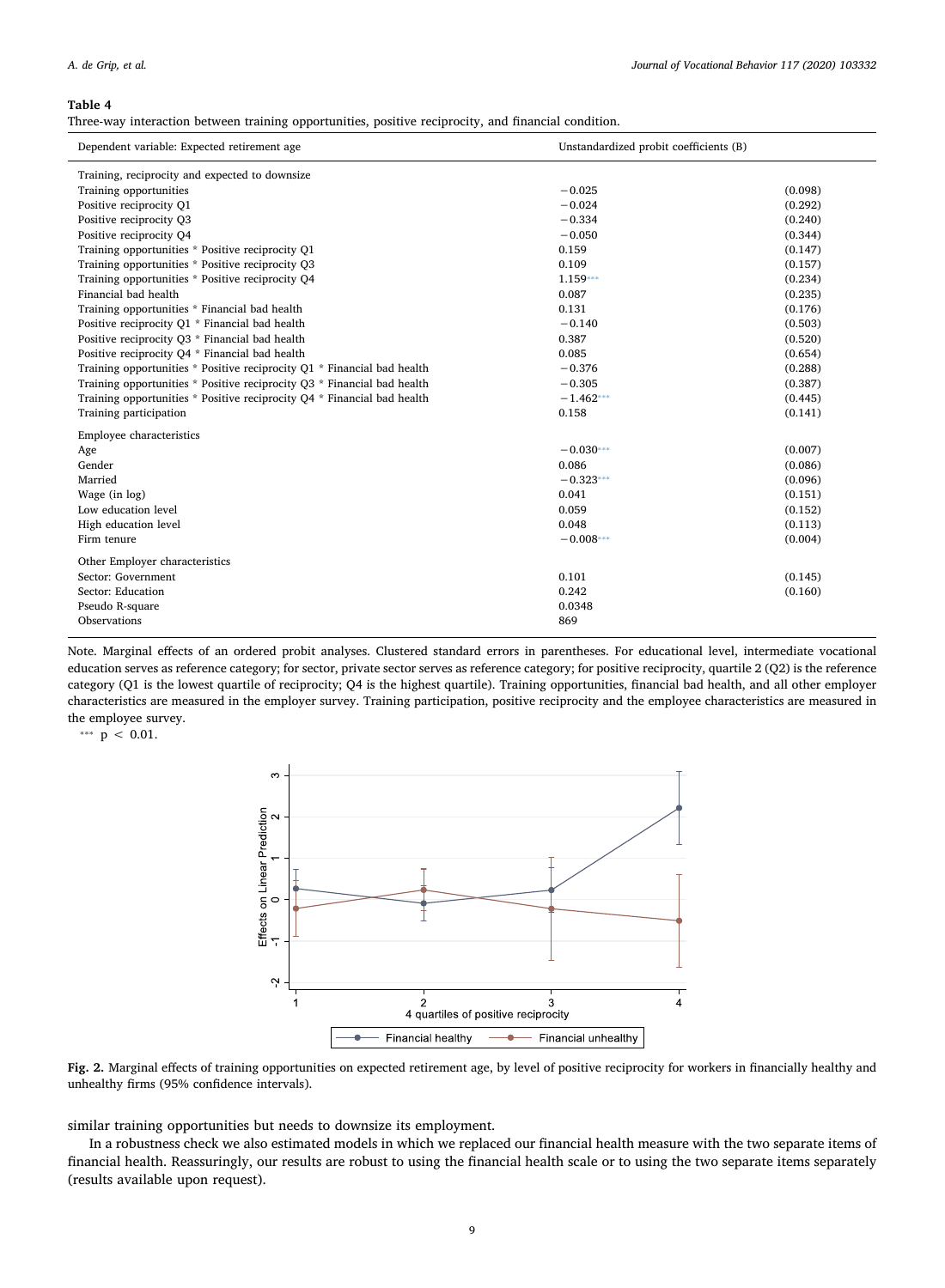**Table 4**
Three-way interaction between training opportunities, positive reciprocity, and financial condition.

| Dependent variable: Expected retirement age | Unstandardized probit coefficients (B) | |
|---|---|---|
| Training, reciprocity and expected to downsize | | |
| Training opportunities | −0.025 | (0.098) |
| Positive reciprocity Q1 | −0.024 | (0.292) |
| Positive reciprocity Q3 | −0.334 | (0.240) |
| Positive reciprocity Q4 | −0.050 | (0.344) |
| Training opportunities * Positive reciprocity Q1 | 0.159 | (0.147) |
| Training opportunities * Positive reciprocity Q3 | 0.109 | (0.157) |
| Training opportunities * Positive reciprocity Q4 | 1.159*** | (0.234) |
| Financial bad health | 0.087 | (0.235) |
| Training opportunities * Financial bad health | 0.131 | (0.176) |
| Positive reciprocity Q1 * Financial bad health | −0.140 | (0.503) |
| Positive reciprocity Q3 * Financial bad health | 0.387 | (0.520) |
| Positive reciprocity Q4 * Financial bad health | 0.085 | (0.654) |
| Training opportunities * Positive reciprocity Q1 * Financial bad health | −0.376 | (0.288) |
| Training opportunities * Positive reciprocity Q3 * Financial bad health | −0.305 | (0.387) |
| Training opportunities * Positive reciprocity Q4 * Financial bad health | −1.462*** | (0.445) |
| Training participation | 0.158 | (0.141) |
| Employee characteristics | | |
| Age | −0.030*** | (0.007) |
| Gender | 0.086 | (0.086) |
| Married | −0.323*** | (0.096) |
| Wage (in log) | 0.041 | (0.151) |
| Low education level | 0.059 | (0.152) |
| High education level | 0.048 | (0.113) |
| Firm tenure | −0.008*** | (0.004) |
| Other Employer characteristics | | |
| Sector: Government | 0.101 | (0.145) |
| Sector: Education | 0.242 | (0.160) |
| Pseudo R-square | 0.0348 | |
| Observations | 869 | |

Note. Marginal effects of an ordered probit analyses. Clustered standard errors in parentheses. For educational level, intermediate vocational education serves as reference category; for sector, private sector serves as reference category; for positive reciprocity, quartile 2 (Q2) is the reference category (Q1 is the lowest quartile of reciprocity; Q4 is the highest quartile). Training opportunities, financial bad health, and all other employer characteristics are measured in the employer survey. Training participation, positive reciprocity and the employee characteristics are measured in the employee survey.

*** $p < 0.01$.

**Fig. 2.** Marginal effects of training opportunities on expected retirement age, by level of positive reciprocity for workers in financially healthy and unhealthy firms (95% confidence intervals).

similar training opportunities but needs to downsize its employment.

In a robustness check we also estimated models in which we replaced our financial health measure with the two separate items of financial health. Reassuringly, our results are robust to using the financial health scale or to using the two separate items separately (results available upon request).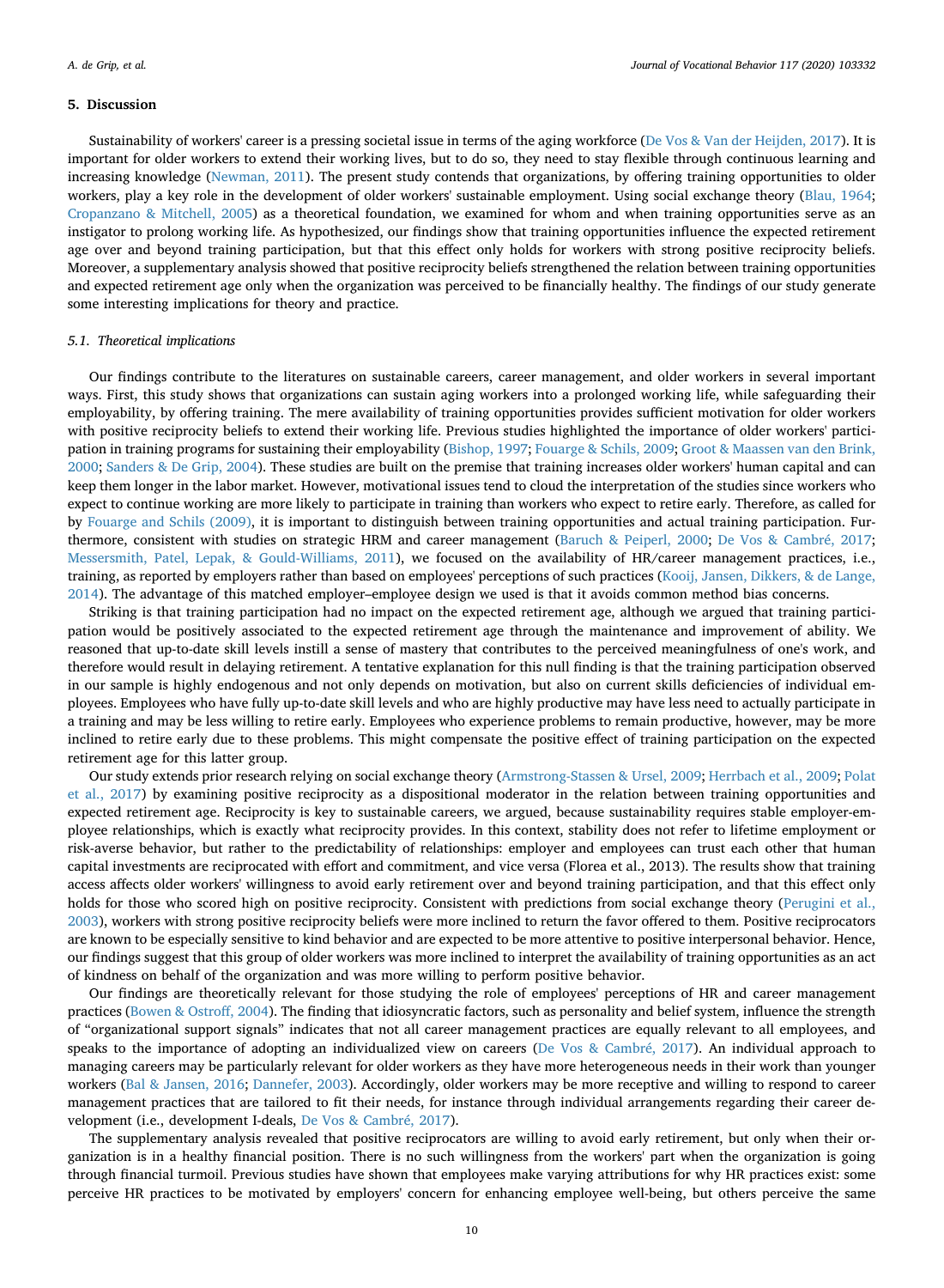## 5. Discussion

Sustainability of workers' career is a pressing societal issue in terms of the aging workforce (De Vos & Van der Heijden, 2017). It is important for older workers to extend their working lives, but to do so, they need to stay flexible through continuous learning and increasing knowledge (Newman, 2011). The present study contends that organizations, by offering training opportunities to older workers, play a key role in the development of older workers' sustainable employment. Using social exchange theory (Blau, 1964; Cropanzano & Mitchell, 2005) as a theoretical foundation, we examined for whom and when training opportunities serve as an instigator to prolong working life. As hypothesized, our findings show that training opportunities influence the expected retirement age over and beyond training participation, but that this effect only holds for workers with strong positive reciprocity beliefs. Moreover, a supplementary analysis showed that positive reciprocity beliefs strengthened the relation between training opportunities and expected retirement age only when the organization was perceived to be financially healthy. The findings of our study generate some interesting implications for theory and practice.

### 5.1. Theoretical implications

Our findings contribute to the literatures on sustainable careers, career management, and older workers in several important ways. First, this study shows that organizations can sustain aging workers into a prolonged working life, while safeguarding their employability, by offering training. The mere availability of training opportunities provides sufficient motivation for older workers with positive reciprocity beliefs to extend their working life. Previous studies highlighted the importance of older workers' participation in training programs for sustaining their employability (Bishop, 1997; Fouarge & Schils, 2009; Groot & Maassen van den Brink, 2000; Sanders & De Grip, 2004). These studies are built on the premise that training increases older workers' human capital and can keep them longer in the labor market. However, motivational issues tend to cloud the interpretation of the studies since workers who expect to continue working are more likely to participate in training than workers who expect to retire early. Therefore, as called for by Fouarge and Schils (2009), it is important to distinguish between training opportunities and actual training participation. Furthermore, consistent with studies on strategic HRM and career management (Baruch & Peiperl, 2000; De Vos & Cambré, 2017; Messersmith, Patel, Lepak, & Gould-Williams, 2011), we focused on the availability of HR/career management practices, i.e., training, as reported by employers rather than based on employees' perceptions of such practices (Kooij, Jansen, Dikkers, & de Lange, 2014). The advantage of this matched employer–employee design we used is that it avoids common method bias concerns.

Striking is that training participation had no impact on the expected retirement age, although we argued that training participation would be positively associated to the expected retirement age through the maintenance and improvement of ability. We reasoned that up-to-date skill levels instill a sense of mastery that contributes to the perceived meaningfulness of one's work, and therefore would result in delaying retirement. A tentative explanation for this null finding is that the training participation observed in our sample is highly endogenous and not only depends on motivation, but also on current skills deficiencies of individual employees. Employees who have fully up-to-date skill levels and who are highly productive may have less need to actually participate in a training and may be less willing to retire early. Employees who experience problems to remain productive, however, may be more inclined to retire early due to these problems. This might compensate the positive effect of training participation on the expected retirement age for this latter group.

Our study extends prior research relying on social exchange theory (Armstrong-Stassen & Ursel, 2009; Herrbach et al., 2009; Polat et al., 2017) by examining positive reciprocity as a dispositional moderator in the relation between training opportunities and expected retirement age. Reciprocity is key to sustainable careers, we argued, because sustainability requires stable employer-employee relationships, which is exactly what reciprocity provides. In this context, stability does not refer to lifetime employment or risk-averse behavior, but rather to the predictability of relationships: employer and employees can trust each other that human capital investments are reciprocated with effort and commitment, and vice versa (Florea et al., 2013). The results show that training access affects older workers' willingness to avoid early retirement over and beyond training participation, and that this effect only holds for those who scored high on positive reciprocity. Consistent with predictions from social exchange theory (Perugini et al., 2003), workers with strong positive reciprocity beliefs were more inclined to return the favor offered to them. Positive reciprocators are known to be especially sensitive to kind behavior and are expected to be more attentive to positive interpersonal behavior. Hence, our findings suggest that this group of older workers was more inclined to interpret the availability of training opportunities as an act of kindness on behalf of the organization and was more willing to perform positive behavior.

Our findings are theoretically relevant for those studying the role of employees' perceptions of HR and career management practices (Bowen & Ostroff, 2004). The finding that idiosyncratic factors, such as personality and belief system, influence the strength of "organizational support signals" indicates that not all career management practices are equally relevant to all employees, and speaks to the importance of adopting an individualized view on careers (De Vos & Cambré, 2017). An individual approach to managing careers may be particularly relevant for older workers as they have more heterogeneous needs in their work than younger workers (Bal & Jansen, 2016; Dannefer, 2003). Accordingly, older workers may be more receptive and willing to respond to career management practices that are tailored to fit their needs, for instance through individual arrangements regarding their career development (i.e., development I-deals, De Vos & Cambré, 2017).

The supplementary analysis revealed that positive reciprocators are willing to avoid early retirement, but only when their organization is in a healthy financial position. There is no such willingness from the workers' part when the organization is going through financial turmoil. Previous studies have shown that employees make varying attributions for why HR practices exist: some perceive HR practices to be motivated by employers' concern for enhancing employee well-being, but others perceive the same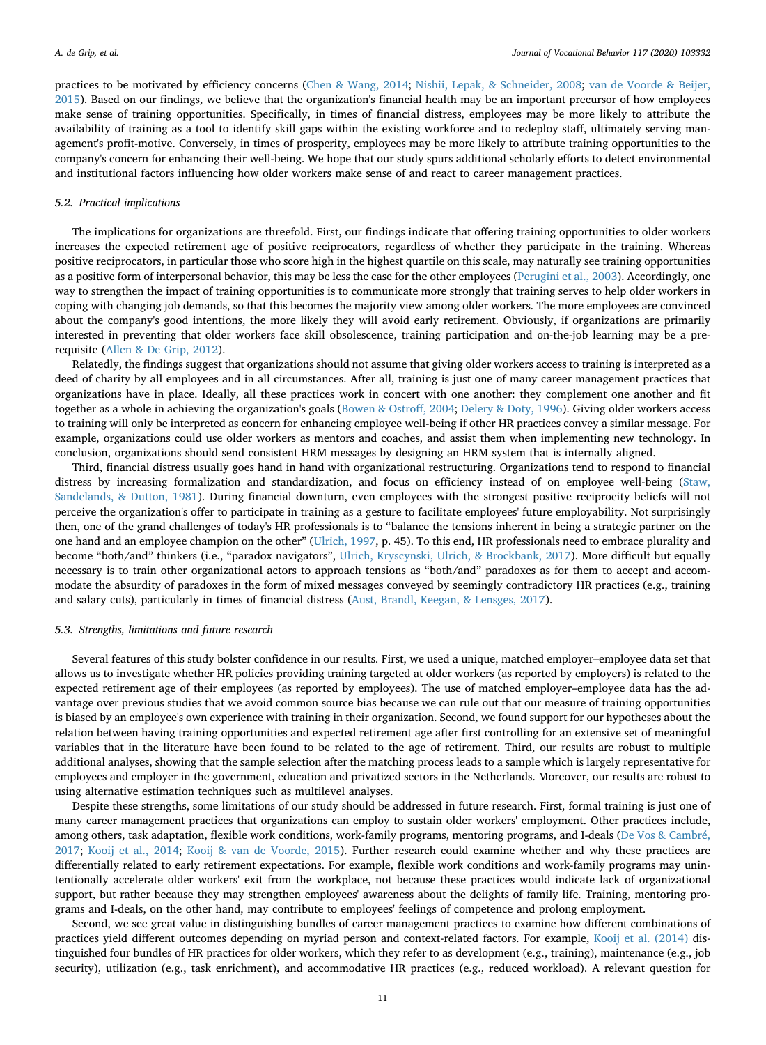practices to be motivated by efficiency concerns (Chen & Wang, 2014; Nishii, Lepak, & Schneider, 2008; van de Voorde & Beijer, 2015). Based on our findings, we believe that the organization's financial health may be an important precursor of how employees make sense of training opportunities. Specifically, in times of financial distress, employees may be more likely to attribute the availability of training as a tool to identify skill gaps within the existing workforce and to redeploy staff, ultimately serving management's profit-motive. Conversely, in times of prosperity, employees may be more likely to attribute training opportunities to the company's concern for enhancing their well-being. We hope that our study spurs additional scholarly efforts to detect environmental and institutional factors influencing how older workers make sense of and react to career management practices.

### 5.2. Practical implications

The implications for organizations are threefold. First, our findings indicate that offering training opportunities to older workers increases the expected retirement age of positive reciprocators, regardless of whether they participate in the training. Whereas positive reciprocators, in particular those who score high in the highest quartile on this scale, may naturally see training opportunities as a positive form of interpersonal behavior, this may be less the case for the other employees (Perugini et al., 2003). Accordingly, one way to strengthen the impact of training opportunities is to communicate more strongly that training serves to help older workers in coping with changing job demands, so that this becomes the majority view among older workers. The more employees are convinced about the company's good intentions, the more likely they will avoid early retirement. Obviously, if organizations are primarily interested in preventing that older workers face skill obsolescence, training participation and on-the-job learning may be a prerequisite (Allen & De Grip, 2012).

Relatedly, the findings suggest that organizations should not assume that giving older workers access to training is interpreted as a deed of charity by all employees and in all circumstances. After all, training is just one of many career management practices that organizations have in place. Ideally, all these practices work in concert with one another: they complement one another and fit together as a whole in achieving the organization's goals (Bowen & Ostroff, 2004; Delery & Doty, 1996). Giving older workers access to training will only be interpreted as concern for enhancing employee well-being if other HR practices convey a similar message. For example, organizations could use older workers as mentors and coaches, and assist them when implementing new technology. In conclusion, organizations should send consistent HRM messages by designing an HRM system that is internally aligned.

Third, financial distress usually goes hand in hand with organizational restructuring. Organizations tend to respond to financial distress by increasing formalization and standardization, and focus on efficiency instead of on employee well-being (Staw, Sandelands, & Dutton, 1981). During financial downturn, even employees with the strongest positive reciprocity beliefs will not perceive the organization's offer to participate in training as a gesture to facilitate employees' future employability. Not surprisingly then, one of the grand challenges of today's HR professionals is to "balance the tensions inherent in being a strategic partner on the one hand and an employee champion on the other" (Ulrich, 1997, p. 45). To this end, HR professionals need to embrace plurality and become "both/and" thinkers (i.e., "paradox navigators", Ulrich, Kryscynski, Ulrich, & Brockbank, 2017). More difficult but equally necessary is to train other organizational actors to approach tensions as "both/and" paradoxes as for them to accept and accommodate the absurdity of paradoxes in the form of mixed messages conveyed by seemingly contradictory HR practices (e.g., training and salary cuts), particularly in times of financial distress (Aust, Brandl, Keegan, & Lensges, 2017).

### 5.3. Strengths, limitations and future research

Several features of this study bolster confidence in our results. First, we used a unique, matched employer–employee data set that allows us to investigate whether HR policies providing training targeted at older workers (as reported by employers) is related to the expected retirement age of their employees (as reported by employees). The use of matched employer–employee data has the advantage over previous studies that we avoid common source bias because we can rule out that our measure of training opportunities is biased by an employee's own experience with training in their organization. Second, we found support for our hypotheses about the relation between having training opportunities and expected retirement age after first controlling for an extensive set of meaningful variables that in the literature have been found to be related to the age of retirement. Third, our results are robust to multiple additional analyses, showing that the sample selection after the matching process leads to a sample which is largely representative for employees and employer in the government, education and privatized sectors in the Netherlands. Moreover, our results are robust to using alternative estimation techniques such as multilevel analyses.

Despite these strengths, some limitations of our study should be addressed in future research. First, formal training is just one of many career management practices that organizations can employ to sustain older workers' employment. Other practices include, among others, task adaptation, flexible work conditions, work-family programs, mentoring programs, and I-deals (De Vos & Cambré, 2017; Kooij et al., 2014; Kooij & van de Voorde, 2015). Further research could examine whether and why these practices are differentially related to early retirement expectations. For example, flexible work conditions and work-family programs may unintentionally accelerate older workers' exit from the workplace, not because these practices would indicate lack of organizational support, but rather because they may strengthen employees' awareness about the delights of family life. Training, mentoring programs and I-deals, on the other hand, may contribute to employees' feelings of competence and prolong employment.

Second, we see great value in distinguishing bundles of career management practices to examine how different combinations of practices yield different outcomes depending on myriad person and context-related factors. For example, Kooij et al. (2014) distinguished four bundles of HR practices for older workers, which they refer to as development (e.g., training), maintenance (e.g., job security), utilization (e.g., task enrichment), and accommodative HR practices (e.g., reduced workload). A relevant question for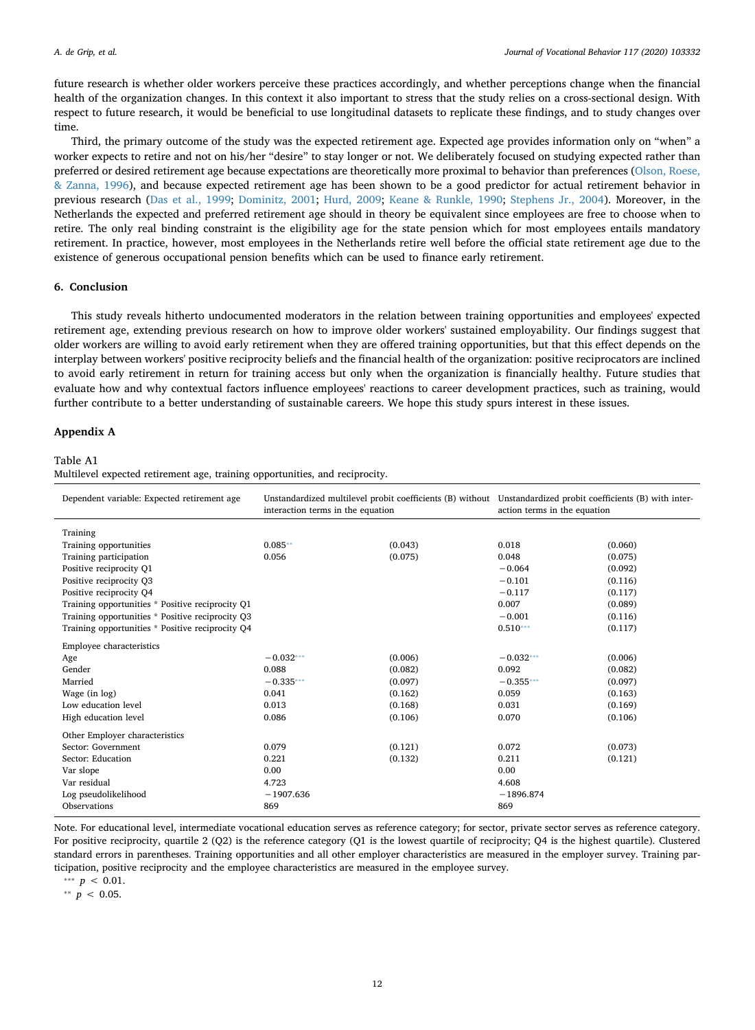future research is whether older workers perceive these practices accordingly, and whether perceptions change when the financial health of the organization changes. In this context it also important to stress that the study relies on a cross-sectional design. With respect to future research, it would be beneficial to use longitudinal datasets to replicate these findings, and to study changes over time.

Third, the primary outcome of the study was the expected retirement age. Expected age provides information only on "when" a worker expects to retire and not on his/her "desire" to stay longer or not. We deliberately focused on studying expected rather than preferred or desired retirement age because expectations are theoretically more proximal to behavior than preferences (Olson, Roese, & Zanna, 1996), and because expected retirement age has been shown to be a good predictor for actual retirement behavior in previous research (Das et al., 1999; Dominitz, 2001; Hurd, 2009; Keane & Runkle, 1990; Stephens Jr., 2004). Moreover, in the Netherlands the expected and preferred retirement age should in theory be equivalent since employees are free to choose when to retire. The only real binding constraint is the eligibility age for the state pension which for most employees entails mandatory retirement. In practice, however, most employees in the Netherlands retire well before the official state retirement age due to the existence of generous occupational pension benefits which can be used to finance early retirement.

## 6. Conclusion

This study reveals hitherto undocumented moderators in the relation between training opportunities and employees' expected retirement age, extending previous research on how to improve older workers' sustained employability. Our findings suggest that older workers are willing to avoid early retirement when they are offered training opportunities, but that this effect depends on the interplay between workers' positive reciprocity beliefs and the financial health of the organization: positive reciprocators are inclined to avoid early retirement in return for training access but only when the organization is financially healthy. Future studies that evaluate how and why contextual factors influence employees' reactions to career development practices, such as training, would further contribute to a better understanding of sustainable careers. We hope this study spurs interest in these issues.

## Appendix A

Table A1
Multilevel expected retirement age, training opportunities, and reciprocity.

| Dependent variable: Expected retirement age | Unstandardized multilevel probit coefficients (B) without interaction terms in the equation | | Unstandardized probit coefficients (B) with interaction terms in the equation | |
|---|---|---|---|---|
| **Training** | | | | |
| Training opportunities | 0.085** | (0.043) | 0.018 | (0.060) |
| Training participation | 0.056 | (0.075) | 0.048 | (0.075) |
| Positive reciprocity Q1 | | | −0.064 | (0.092) |
| Positive reciprocity Q3 | | | −0.101 | (0.116) |
| Positive reciprocity Q4 | | | −0.117 | (0.117) |
| Training opportunities * Positive reciprocity Q1 | | | 0.007 | (0.089) |
| Training opportunities * Positive reciprocity Q3 | | | −0.001 | (0.116) |
| Training opportunities * Positive reciprocity Q4 | | | 0.510*** | (0.117) |
| **Employee characteristics** | | | | |
| Age | −0.032*** | (0.006) | −0.032*** | (0.006) |
| Gender | 0.088 | (0.082) | 0.092 | (0.082) |
| Married | −0.335*** | (0.097) | −0.355*** | (0.097) |
| Wage (in log) | 0.041 | (0.162) | 0.059 | (0.163) |
| Low education level | 0.013 | (0.168) | 0.031 | (0.169) |
| High education level | 0.086 | (0.106) | 0.070 | (0.106) |
| **Other Employer characteristics** | | | | |
| Sector: Government | 0.079 | (0.121) | 0.072 | (0.073) |
| Sector: Education | 0.221 | (0.132) | 0.211 | (0.121) |
| Var slope | 0.00 | | 0.00 | |
| Var residual | 4.723 | | 4.608 | |
| Log pseudolikelihood | −1907.636 | | −1896.874 | |
| Observations | 869 | | 869 | |

Note. For educational level, intermediate vocational education serves as reference category; for sector, private sector serves as reference category. For positive reciprocity, quartile 2 (Q2) is the reference category (Q1 is the lowest quartile of reciprocity; Q4 is the highest quartile). Clustered standard errors in parentheses. Training opportunities and all other employer characteristics are measured in the employer survey. Training participation, positive reciprocity and the employee characteristics are measured in the employee survey.

*** $p < 0.01$.
** $p < 0.05$.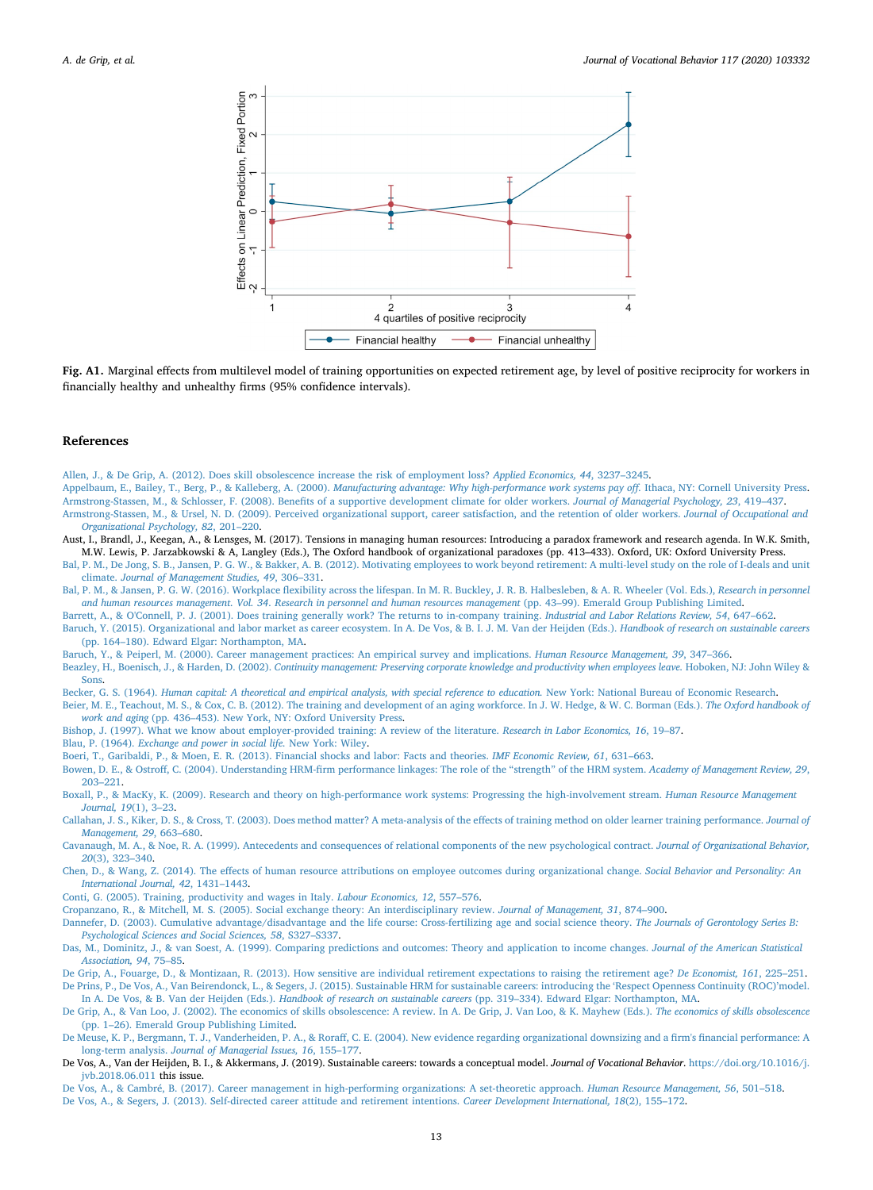**Fig. A1.** Marginal effects from multilevel model of training opportunities on expected retirement age, by level of positive reciprocity for workers in financially healthy and unhealthy firms (95% confidence intervals).

## References

Allen, J., & De Grip, A. (2012). Does skill obsolescence increase the risk of employment loss? *Applied Economics, 44*, 3237–3245.

Appelbaum, E., Bailey, T., Berg, P., & Kalleberg, A. (2000). *Manufacturing advantage: Why high-performance work systems pay off.* Ithaca, NY: Cornell University Press.

Armstrong-Stassen, M., & Schlosser, F. (2008). Benefits of a supportive development climate for older workers. *Journal of Managerial Psychology, 23*, 419–437.

Armstrong-Stassen, M., & Ursel, N. D. (2009). Perceived organizational support, career satisfaction, and the retention of older workers. *Journal of Occupational and Organizational Psychology, 82*, 201–220.

Aust, I., Brandl, J., Keegan, A., & Lensges, M. (2017). Tensions in managing human resources: Introducing a paradox framework and research agenda. In W.K. Smith, M.W. Lewis, P. Jarzabkowski & A, Langley (Eds.), The Oxford handbook of organizational paradoxes (pp. 413–433). Oxford, UK: Oxford University Press.

Bal, P. M., De Jong, S. B., Jansen, P. G. W., & Bakker, A. B. (2012). Motivating employees to work beyond retirement: A multi-level study on the role of I-deals and unit climate. *Journal of Management Studies, 49*, 306–331.

Bal, P. M., & Jansen, P. G. W. (2016). Workplace flexibility across the lifespan. In M. R. Buckley, J. R. B. Halbesleben, & A. R. Wheeler (Vol. Eds.), *Research in personnel and human resources management. Vol. 34. Research in personnel and human resources management* (pp. 43–99). Emerald Group Publishing Limited.

Barrett, A., & O'Connell, P. J. (2001). Does training generally work? The returns to in-company training. *Industrial and Labor Relations Review, 54*, 647–662.

Baruch, Y. (2015). Organizational and labor market as career ecosystem. In A. De Vos, & B. I. J. M. Van der Heijden (Eds.). *Handbook of research on sustainable careers* (pp. 164–180). Edward Elgar: Northampton, MA.

Baruch, Y., & Peiperl, M. (2000). Career management practices: An empirical survey and implications. *Human Resource Management, 39*, 347–366.

Beazley, H., Boenisch, J., & Harden, D. (2002). *Continuity management: Preserving corporate knowledge and productivity when employees leave.* Hoboken, NJ: John Wiley & Sons.

Becker, G. S. (1964). *Human capital: A theoretical and empirical analysis, with special reference to education.* New York: National Bureau of Economic Research.

Beier, M. E., Teachout, M. S., & Cox, C. B. (2012). The training and development of an aging workforce. In J. W. Hedge, & W. C. Borman (Eds.). *The Oxford handbook of work and aging* (pp. 436–453). New York, NY: Oxford University Press.

Bishop, J. (1997). What we know about employer-provided training: A review of the literature. *Research in Labor Economics, 16*, 19–87.

Blau, P. (1964). *Exchange and power in social life.* New York: Wiley.

Boeri, T., Garibaldi, P., & Moen, E. R. (2013). Financial shocks and labor: Facts and theories. *IMF Economic Review, 61*, 631–663.

Bowen, D. E., & Ostroff, C. (2004). Understanding HRM-firm performance linkages: The role of the "strength" of the HRM system. *Academy of Management Review, 29*, 203–221.

Boxall, P., & MacKy, K. (2009). Research and theory on high-performance work systems: Progressing the high-involvement stream. *Human Resource Management Journal, 19*(1), 3–23.

Callahan, J. S., Kiker, D. S., & Cross, T. (2003). Does method matter? A meta-analysis of the effects of training method on older learner training performance. *Journal of Management, 29*, 663–680.

Cavanaugh, M. A., & Noe, R. A. (1999). Antecedents and consequences of relational components of the new psychological contract. *Journal of Organizational Behavior, 20*(3), 323–340.

Chen, D., & Wang, Z. (2014). The effects of human resource attributions on employee outcomes during organizational change. *Social Behavior and Personality: An International Journal, 42*, 1431–1443.

Conti, G. (2005). Training, productivity and wages in Italy. *Labour Economics, 12*, 557–576.

Cropanzano, R., & Mitchell, M. S. (2005). Social exchange theory: An interdisciplinary review. *Journal of Management, 31*, 874–900.

Dannefer, D. (2003). Cumulative advantage/disadvantage and the life course: Cross-fertilizing age and social science theory. *The Journals of Gerontology Series B: Psychological Sciences and Social Sciences, 58*, S327–S337.

Das, M., Dominitz, J., & van Soest, A. (1999). Comparing predictions and outcomes: Theory and application to income changes. *Journal of the American Statistical Association, 94*, 75–85.

De Grip, A., Fouarge, D., & Montizaan, R. (2013). How sensitive are individual retirement expectations to raising the retirement age? *De Economist, 161*, 225–251.

De Prins, P., De Vos, A., Van Beirendonck, L., & Segers, J. (2015). Sustainable HRM for sustainable careers: introducing the 'Respect Openness Continuity (ROC)'model. In A. De Vos, & B. Van der Heijden (Eds.). *Handbook of research on sustainable careers* (pp. 319–334). Edward Elgar: Northampton, MA.

De Grip, A., & Van Loo, J. (2002). The economics of skills obsolescence: A review. In A. De Grip, J. Van Loo, & K. Mayhew (Eds.). *The economics of skills obsolescence* (pp. 1–26). Emerald Group Publishing Limited.

De Meuse, K. P., Bergmann, T. J., Vanderheiden, P. A., & Roraff, C. E. (2004). New evidence regarding organizational downsizing and a firm's financial performance: A long-term analysis. *Journal of Managerial Issues, 16*, 155–177.

De Vos, A., Van der Heijden, B. I., & Akkermans, J. (2019). Sustainable careers: towards a conceptual model. *Journal of Vocational Behavior*. https://doi.org/10.1016/j.jvb.2018.06.011 this issue.

De Vos, A., & Cambré, B. (2017). Career management in high-performing organizations: A set-theoretic approach. *Human Resource Management, 56*, 501–518.

De Vos, A., & Segers, J. (2013). Self-directed career attitude and retirement intentions. *Career Development International, 18*(2), 155–172.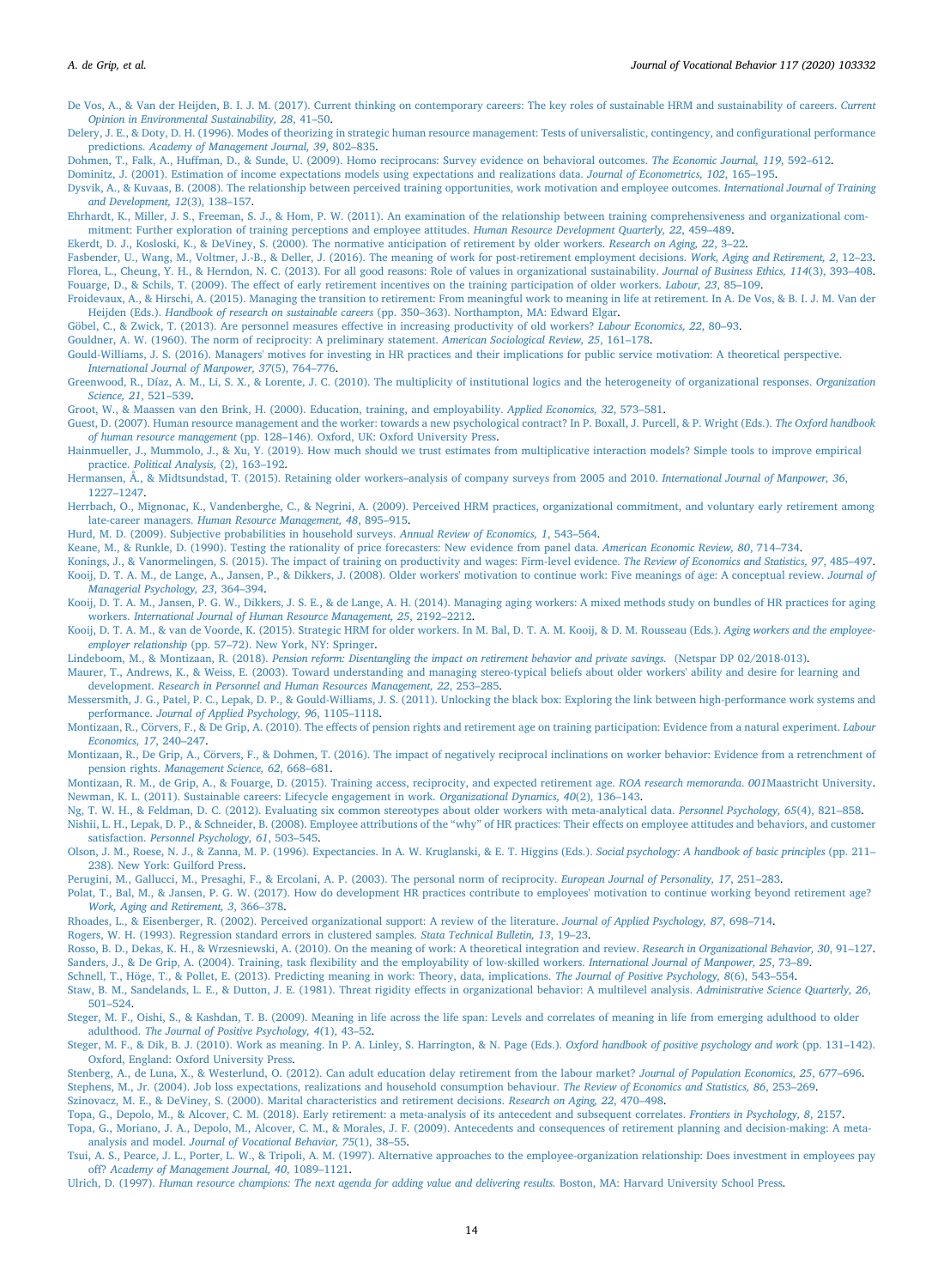De Vos, A., & Van der Heijden, B. I. J. M. (2017). Current thinking on contemporary careers: The key roles of sustainable HRM and sustainability of careers. *Current Opinion in Environmental Sustainability, 28*, 41–50.

Delery, J. E., & Doty, D. H. (1996). Modes of theorizing in strategic human resource management: Tests of universalistic, contingency, and configurational performance predictions. *Academy of Management Journal, 39*, 802–835.

Dohmen, T., Falk, A., Huffman, D., & Sunde, U. (2009). Homo reciprocans: Survey evidence on behavioral outcomes. *The Economic Journal, 119*, 592–612.

Dominitz, J. (2001). Estimation of income expectations models using expectations and realizations data. *Journal of Econometrics, 102*, 165–195.

Dysvik, A., & Kuvaas, B. (2008). The relationship between perceived training opportunities, work motivation and employee outcomes. *International Journal of Training and Development, 12*(3), 138–157.

Ehrhardt, K., Miller, J. S., Freeman, S. J., & Hom, P. W. (2011). An examination of the relationship between training comprehensiveness and organizational commitment: Further exploration of training perceptions and employee attitudes. *Human Resource Development Quarterly, 22*, 459–489.

Ekerdt, D. J., Kosloski, K., & DeViney, S. (2000). The normative anticipation of retirement by older workers. *Research on Aging, 22*, 3–22.

Fasbender, U., Wang, M., Voltmer, J.-B., & Deller, J. (2016). The meaning of work for post-retirement employment decisions. *Work, Aging and Retirement, 2*, 12–23.

Florea, L., Cheung, Y. H., & Herndon, N. C. (2013). For all good reasons: Role of values in organizational sustainability. *Journal of Business Ethics, 114*(3), 393–408.

Fouarge, D., & Schils, T. (2009). The effect of early retirement incentives on the training participation of older workers. *Labour, 23*, 85–109.

Froidevaux, A., & Hirschi, A. (2015). Managing the transition to retirement: From meaningful work to meaning in life at retirement. In A. De Vos, & B. I. J. M. Van der Heijden (Eds.). *Handbook of research on sustainable careers* (pp. 350–363). Northampton, MA: Edward Elgar.

Göbel, C., & Zwick, T. (2013). Are personnel measures effective in increasing productivity of old workers? *Labour Economics, 22*, 80–93.

Gouldner, A. W. (1960). The norm of reciprocity: A preliminary statement. *American Sociological Review, 25*, 161–178.

Gould-Williams, J. S. (2016). Managers' motives for investing in HR practices and their implications for public service motivation: A theoretical perspective. *International Journal of Manpower, 37*(5), 764–776.

Greenwood, R., Díaz, A. M., Li, S. X., & Lorente, J. C. (2010). The multiplicity of institutional logics and the heterogeneity of organizational responses. *Organization Science, 21*, 521–539.

Groot, W., & Maassen van den Brink, H. (2000). Education, training, and employability. *Applied Economics, 32*, 573–581.

Guest, D. (2007). Human resource management and the worker: towards a new psychological contract? In P. Boxall, J. Purcell, & P. Wright (Eds.). *The Oxford handbook of human resource management* (pp. 128–146). Oxford, UK: Oxford University Press.

Hainmueller, J., Mummolo, J., & Xu, Y. (2019). How much should we trust estimates from multiplicative interaction models? Simple tools to improve empirical practice. *Political Analysis,* (2), 163–192.

Hermansen, Å., & Midtsundstad, T. (2015). Retaining older workers–analysis of company surveys from 2005 and 2010. *International Journal of Manpower, 36*, 1227–1247.

Herrbach, O., Mignonac, K., Vandenberghe, C., & Negrini, A. (2009). Perceived HRM practices, organizational commitment, and voluntary early retirement among late-career managers. *Human Resource Management, 48*, 895–915.

Hurd, M. D. (2009). Subjective probabilities in household surveys. *Annual Review of Economics, 1*, 543–564.

Keane, M., & Runkle, D. (1990). Testing the rationality of price forecasters: New evidence from panel data. *American Economic Review, 80*, 714–734.

Konings, J., & Vanormelingen, S. (2015). The impact of training on productivity and wages: Firm-level evidence. *The Review of Economics and Statistics, 97*, 485–497.

Kooij, D. T. A. M., de Lange, A., Jansen, P., & Dikkers, J. (2008). Older workers' motivation to continue work: Five meanings of age: A conceptual review. *Journal of Managerial Psychology, 23*, 364–394.

Kooij, D. T. A. M., Jansen, P. G. W., Dikkers, J. S. E., & de Lange, A. H. (2014). Managing aging workers: A mixed methods study on bundles of HR practices for aging workers. *International Journal of Human Resource Management, 25*, 2192–2212.

Kooij, D. T. A. M., & van de Voorde, K. (2015). Strategic HRM for older workers. In M. Bal, D. T. A. M. Kooij, & D. M. Rousseau (Eds.). *Aging workers and the employee-employer relationship* (pp. 57–72). New York, NY: Springer.

Lindeboom, M., & Montizaan, R. (2018). *Pension reform: Disentangling the impact on retirement behavior and private savings.* (Netspar DP 02/2018-013).

Maurer, T., Andrews, K., & Weiss, E. (2003). Toward understanding and managing stereo-typical beliefs about older workers' ability and desire for learning and development. *Research in Personnel and Human Resources Management, 22*, 253–285.

Messersmith, J. G., Patel, P. C., Lepak, D. P., & Gould-Williams, J. S. (2011). Unlocking the black box: Exploring the link between high-performance work systems and performance. *Journal of Applied Psychology, 96*, 1105–1118.

Montizaan, R., Cörvers, F., & De Grip, A. (2010). The effects of pension rights and retirement age on training participation: Evidence from a natural experiment. *Labour Economics, 17*, 240–247.

Montizaan, R., De Grip, A., Cörvers, F., & Dohmen, T. (2016). The impact of negatively reciprocal inclinations on worker behavior: Evidence from a retrenchment of pension rights. *Management Science, 62*, 668–681.

Montizaan, R. M., de Grip, A., & Fouarge, D. (2015). Training access, reciprocity, and expected retirement age. *ROA research memoranda. 001*Maastricht University.

Newman, K. L. (2011). Sustainable careers: Lifecycle engagement in work. *Organizational Dynamics, 40*(2), 136–143.

Ng, T. W. H., & Feldman, D. C. (2012). Evaluating six common stereotypes about older workers with meta-analytical data. *Personnel Psychology, 65*(4), 821–858.

Nishii, L. H., Lepak, D. P., & Schneider, B. (2008). Employee attributions of the "why" of HR practices: Their effects on employee attitudes and behaviors, and customer satisfaction. *Personnel Psychology, 61*, 503–545.

Olson, J. M., Roese, N. J., & Zanna, M. P. (1996). Expectancies. In A. W. Kruglanski, & E. T. Higgins (Eds.). *Social psychology: A handbook of basic principles* (pp. 211–238). New York: Guilford Press.

Perugini, M., Gallucci, M., Presaghi, F., & Ercolani, A. P. (2003). The personal norm of reciprocity. *European Journal of Personality, 17*, 251–283.

Polat, T., Bal, M., & Jansen, P. G. W. (2017). How do development HR practices contribute to employees' motivation to continue working beyond retirement age? *Work, Aging and Retirement, 3*, 366–378.

Rhoades, L., & Eisenberger, R. (2002). Perceived organizational support: A review of the literature. *Journal of Applied Psychology, 87*, 698–714.

Rogers, W. H. (1993). Regression standard errors in clustered samples. *Stata Technical Bulletin, 13*, 19–23.

Rosso, B. D., Dekas, K. H., & Wrzesniewski, A. (2010). On the meaning of work: A theoretical integration and review. *Research in Organizational Behavior, 30*, 91–127.

Sanders, J., & De Grip, A. (2004). Training, task flexibility and the employability of low-skilled workers. *International Journal of Manpower, 25*, 73–89.

Schnell, T., Höge, T., & Pollet, E. (2013). Predicting meaning in work: Theory, data, implications. *The Journal of Positive Psychology, 8*(6), 543–554.

Staw, B. M., Sandelands, L. E., & Dutton, J. E. (1981). Threat rigidity effects in organizational behavior: A multilevel analysis. *Administrative Science Quarterly, 26*, 501–524.

Steger, M. F., Oishi, S., & Kashdan, T. B. (2009). Meaning in life across the life span: Levels and correlates of meaning in life from emerging adulthood to older adulthood. *The Journal of Positive Psychology, 4*(1), 43–52.

Steger, M. F., & Dik, B. J. (2010). Work as meaning. In P. A. Linley, S. Harrington, & N. Page (Eds.). *Oxford handbook of positive psychology and work* (pp. 131–142). Oxford, England: Oxford University Press.

Stenberg, A., de Luna, X., & Westerlund, O. (2012). Can adult education delay retirement from the labour market? *Journal of Population Economics, 25*, 677–696.

Stephens, M., Jr. (2004). Job loss expectations, realizations and household consumption behaviour. *The Review of Economics and Statistics, 86*, 253–269.

Szinovacz, M. E., & DeViney, S. (2000). Marital characteristics and retirement decisions. *Research on Aging, 22*, 470–498.

Topa, G., Depolo, M., & Alcover, C. M. (2018). Early retirement: a meta-analysis of its antecedent and subsequent correlates. *Frontiers in Psychology, 8*, 2157.

Topa, G., Moriano, J. A., Depolo, M., Alcover, C. M., & Morales, J. F. (2009). Antecedents and consequences of retirement planning and decision-making: A meta-analysis and model. *Journal of Vocational Behavior, 75*(1), 38–55.

Tsui, A. S., Pearce, J. L., Porter, L. W., & Tripoli, A. M. (1997). Alternative approaches to the employee-organization relationship: Does investment in employees pay off? *Academy of Management Journal, 40*, 1089–1121.

Ulrich, D. (1997). *Human resource champions: The next agenda for adding value and delivering results.* Boston, MA: Harvard University School Press.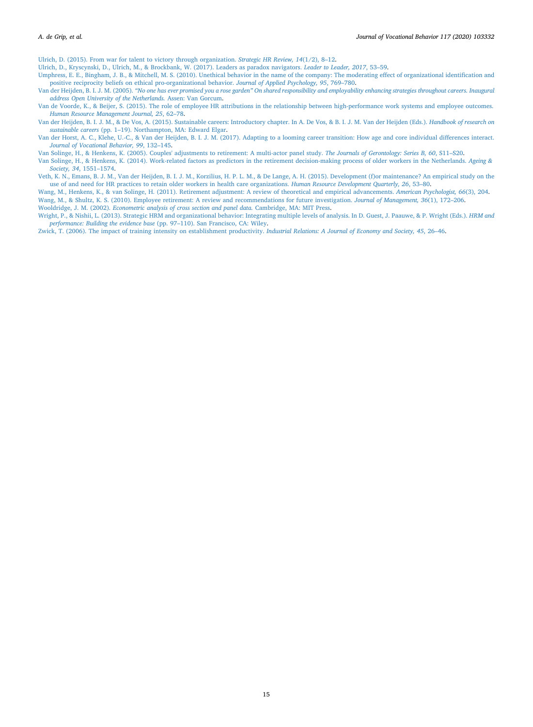Ulrich, D. (2015). From war for talent to victory through organization. *Strategic HR Review, 14*(1/2), 8–12.

Ulrich, D., Kryscynski, D., Ulrich, M., & Brockbank, W. (2017). Leaders as paradox navigators. *Leader to Leader, 2017*, 53–59.

Umphress, E. E., Bingham, J. B., & Mitchell, M. S. (2010). Unethical behavior in the name of the company: The moderating effect of organizational identification and positive reciprocity beliefs on ethical pro-organizational behavior. *Journal of Applied Psychology, 95*, 769–780.

Van der Heijden, B. I. J. M. (2005). *"No one has ever promised you a rose garden" On shared responsibility and employability enhancing strategies throughout careers. Inaugural address Open University of the Netherlands.* Assen: Van Gorcum.

Van de Voorde, K., & Beijer, S. (2015). The role of employee HR attributions in the relationship between high-performance work systems and employee outcomes. *Human Resource Management Journal, 25*, 62–78.

Van der Heijden, B. I. J. M., & De Vos, A. (2015). Sustainable careers: Introductory chapter. In A. De Vos, & B. I. J. M. Van der Heijden (Eds.). *Handbook of research on sustainable careers* (pp. 1–19). Northampton, MA: Edward Elgar.

Van der Horst, A. C., Klehe, U.-C., & Van der Heijden, B. I. J. M. (2017). Adapting to a looming career transition: How age and core individual differences interact. *Journal of Vocational Behavior, 99*, 132–145.

Van Solinge, H., & Henkens, K. (2005). Couples' adjustments to retirement: A multi-actor panel study. *The Journals of Gerontology: Series B, 60*, S11–S20.

Van Solinge, H., & Henkens, K. (2014). Work-related factors as predictors in the retirement decision-making process of older workers in the Netherlands. *Ageing & Society, 34*, 1551–1574.

Veth, K. N., Emans, B. J. M., Van der Heijden, B. I. J. M., Korzilius, H. P. L. M., & De Lange, A. H. (2015). Development (f)or maintenance? An empirical study on the use of and need for HR practices to retain older workers in health care organizations. *Human Resource Development Quarterly, 26*, 53–80.

Wang, M., Henkens, K., & van Solinge, H. (2011). Retirement adjustment: A review of theoretical and empirical advancements. *American Psychologist, 66*(3), 204.

Wang, M., & Shultz, K. S. (2010). Employee retirement: A review and recommendations for future investigation. *Journal of Management, 36*(1), 172–206.

Wooldridge, J. M. (2002). *Econometric analysis of cross section and panel data.* Cambridge, MA: MIT Press.

Wright, P., & Nishii, L. (2013). Strategic HRM and organizational behavior: Integrating multiple levels of analysis. In D. Guest, J. Paauwe, & P. Wright (Eds.). *HRM and performance: Building the evidence base* (pp. 97–110). San Francisco, CA: Wiley.

Zwick, T. (2006). The impact of training intensity on establishment productivity. *Industrial Relations: A Journal of Economy and Society, 45*, 26–46.